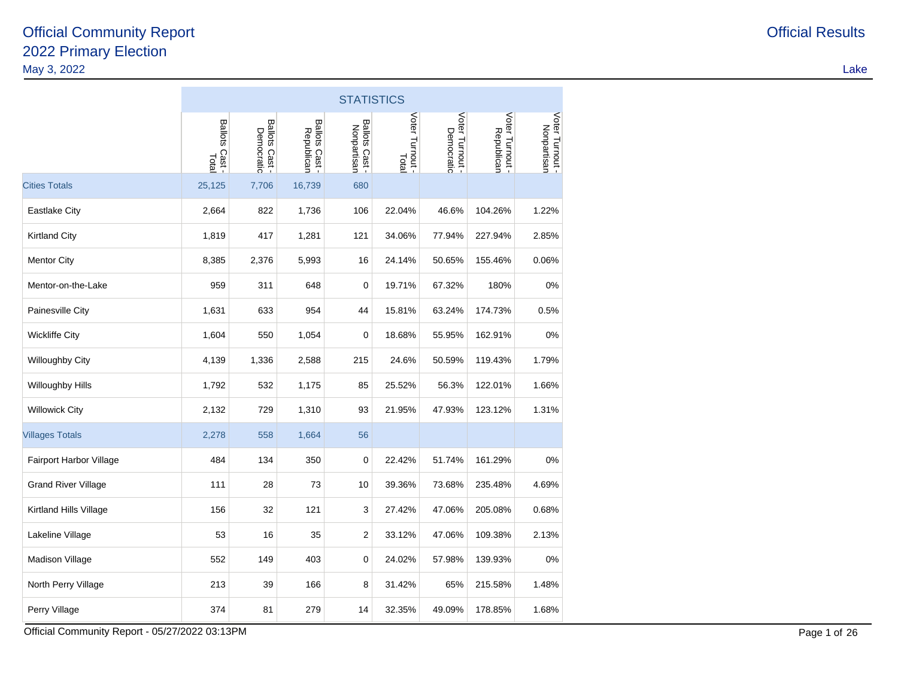# Official Community Report

## 2022 Primary Election

May 3, 2022

Official Results

Lake

| | STATISTICS | | | | | | | |
|---|---|---|---|---|---|---|---|---|
| | Ballots Cast - Total | Ballots Cast - Democratic | Ballots Cast - Republican | Ballots Cast - Nonpartisan | Voter Turnout - Total | Voter Turnout - Democratic | Voter Turnout - Republican | Voter Turnout - Nonpartisan |
| Cities Totals | 25,125 | 7,706 | 16,739 | 680 | | | | |
| Eastlake City | 2,664 | 822 | 1,736 | 106 | 22.04% | 46.6% | 104.26% | 1.22% |
| Kirtland City | 1,819 | 417 | 1,281 | 121 | 34.06% | 77.94% | 227.94% | 2.85% |
| Mentor City | 8,385 | 2,376 | 5,993 | 16 | 24.14% | 50.65% | 155.46% | 0.06% |
| Mentor-on-the-Lake | 959 | 311 | 648 | 0 | 19.71% | 67.32% | 180% | 0% |
| Painesville City | 1,631 | 633 | 954 | 44 | 15.81% | 63.24% | 174.73% | 0.5% |
| Wickliffe City | 1,604 | 550 | 1,054 | 0 | 18.68% | 55.95% | 162.91% | 0% |
| Willoughby City | 4,139 | 1,336 | 2,588 | 215 | 24.6% | 50.59% | 119.43% | 1.79% |
| Willoughby Hills | 1,792 | 532 | 1,175 | 85 | 25.52% | 56.3% | 122.01% | 1.66% |
| Willowick City | 2,132 | 729 | 1,310 | 93 | 21.95% | 47.93% | 123.12% | 1.31% |
| Villages Totals | 2,278 | 558 | 1,664 | 56 | | | | |
| Fairport Harbor Village | 484 | 134 | 350 | 0 | 22.42% | 51.74% | 161.29% | 0% |
| Grand River Village | 111 | 28 | 73 | 10 | 39.36% | 73.68% | 235.48% | 4.69% |
| Kirtland Hills Village | 156 | 32 | 121 | 3 | 27.42% | 47.06% | 205.08% | 0.68% |
| Lakeline Village | 53 | 16 | 35 | 2 | 33.12% | 47.06% | 109.38% | 2.13% |
| Madison Village | 552 | 149 | 403 | 0 | 24.02% | 57.98% | 139.93% | 0% |
| North Perry Village | 213 | 39 | 166 | 8 | 31.42% | 65% | 215.58% | 1.48% |
| Perry Village | 374 | 81 | 279 | 14 | 32.35% | 49.09% | 178.85% | 1.68% |

Official Community Report - 05/27/2022 03:13PM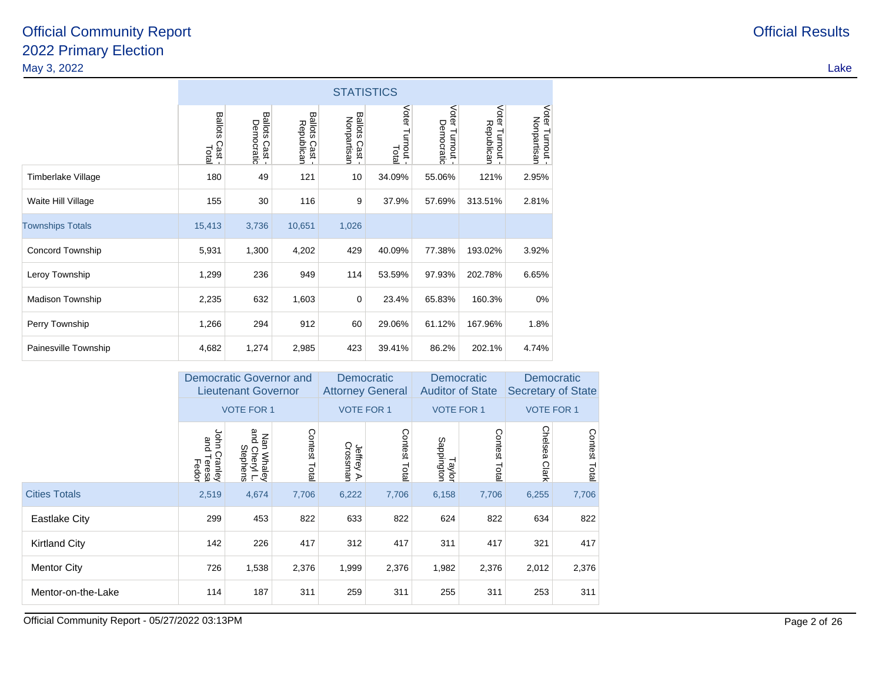# Official Community Report
## 2022 Primary Election
May 3, 2022

Official Results

Lake

| | STATISTICS | | | | | | | |
|---|---|---|---|---|---|---|---|---|
| | Ballots Cast - Total | Ballots Cast - Democratic | Ballots Cast - Republican | Ballots Cast - Nonpartisan | Voter Turnout - Total | Voter Turnout - Democratic | Voter Turnout - Republican | Voter Turnout - Nonpartisan |
| Timberlake Village | 180 | 49 | 121 | 10 | 34.09% | 55.06% | 121% | 2.95% |
| Waite Hill Village | 155 | 30 | 116 | 9 | 37.9% | 57.69% | 313.51% | 2.81% |
| Townships Totals | 15,413 | 3,736 | 10,651 | 1,026 | | | | |
| Concord Township | 5,931 | 1,300 | 4,202 | 429 | 40.09% | 77.38% | 193.02% | 3.92% |
| Leroy Township | 1,299 | 236 | 949 | 114 | 53.59% | 97.93% | 202.78% | 6.65% |
| Madison Township | 2,235 | 632 | 1,603 | 0 | 23.4% | 65.83% | 160.3% | 0% |
| Perry Township | 1,266 | 294 | 912 | 60 | 29.06% | 61.12% | 167.96% | 1.8% |
| Painesville Township | 4,682 | 1,274 | 2,985 | 423 | 39.41% | 86.2% | 202.1% | 4.74% |

| | Democratic Governor and Lieutenant Governor | | | Democratic Attorney General | | Democratic Auditor of State | | Democratic Secretary of State | |
|---|---|---|---|---|---|---|---|---|---|
| | VOTE FOR 1 | | | VOTE FOR 1 | | VOTE FOR 1 | | VOTE FOR 1 | |
| | John Cranley and Teresa Fedor | Nan Whaley and Cheryl L. Stephens | Contest Total | Jeffrey A. Crossman | Contest Total | Taylor Sappington | Contest Total | Chelsea Clark | Contest Total |
| Cities Totals | 2,519 | 4,674 | 7,706 | 6,222 | 7,706 | 6,158 | 7,706 | 6,255 | 7,706 |
| Eastlake City | 299 | 453 | 822 | 633 | 822 | 624 | 822 | 634 | 822 |
| Kirtland City | 142 | 226 | 417 | 312 | 417 | 311 | 417 | 321 | 417 |
| Mentor City | 726 | 1,538 | 2,376 | 1,999 | 2,376 | 1,982 | 2,376 | 2,012 | 2,376 |
| Mentor-on-the-Lake | 114 | 187 | 311 | 259 | 311 | 255 | 311 | 253 | 311 |

Official Community Report - 05/27/2022 03:13PM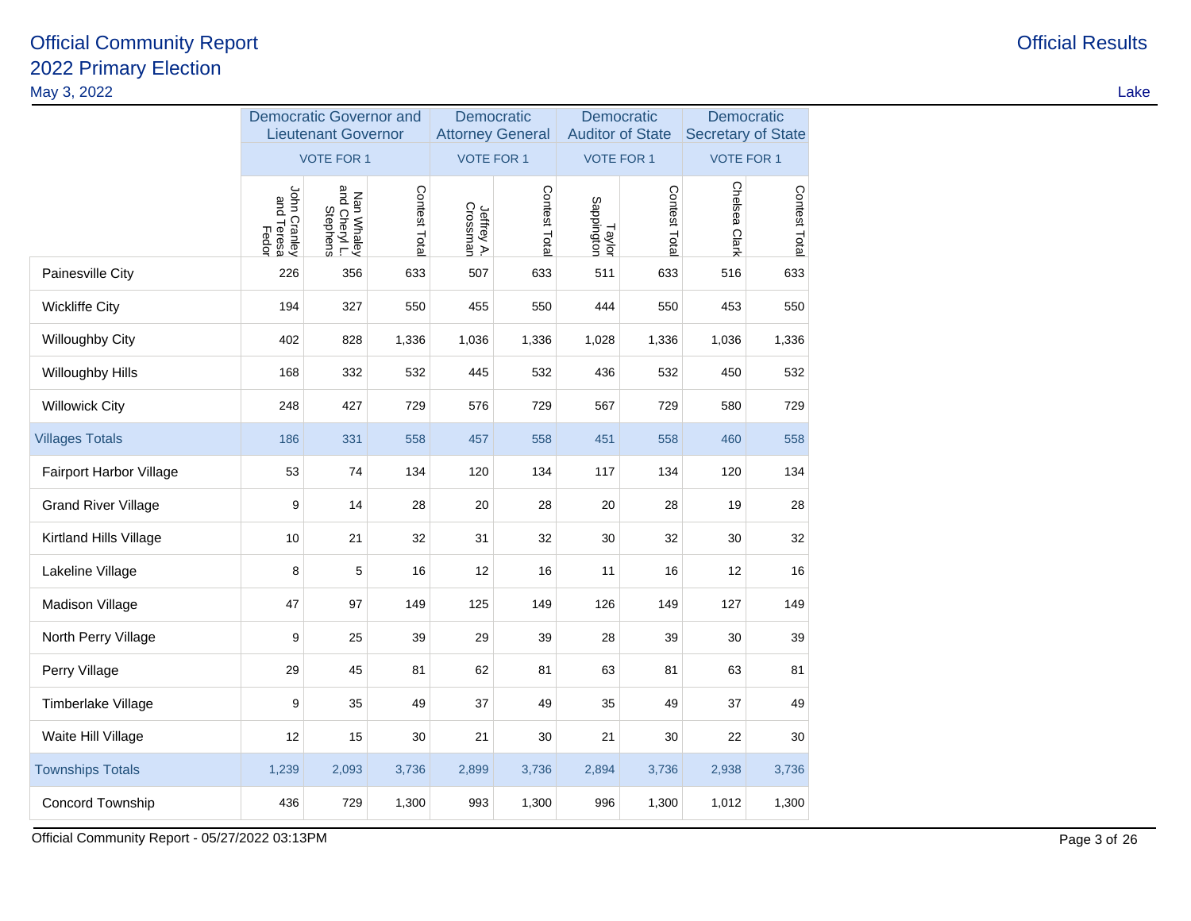# Official Community Report
## 2022 Primary Election
May 3, 2022

Official Results

Lake

| | Democratic Governor and Lieutenant Governor | | | Democratic Attorney General | | Democratic Auditor of State | | Democratic Secretary of State | |
|---|---|---|---|---|---|---|---|---|---|
| | VOTE FOR 1 | | | VOTE FOR 1 | | VOTE FOR 1 | | VOTE FOR 1 | |
| | John Cranley and Teresa Fedor | Nan Whaley and Cheryl L. Stephens | Contest Total | Jeffrey A. Crossman | Contest Total | Taylor Sappington | Contest Total | Chelsea Clark | Contest Total |
| Painesville City | 226 | 356 | 633 | 507 | 633 | 511 | 633 | 516 | 633 |
| Wickliffe City | 194 | 327 | 550 | 455 | 550 | 444 | 550 | 453 | 550 |
| Willoughby City | 402 | 828 | 1,336 | 1,036 | 1,336 | 1,028 | 1,336 | 1,036 | 1,336 |
| Willoughby Hills | 168 | 332 | 532 | 445 | 532 | 436 | 532 | 450 | 532 |
| Willowick City | 248 | 427 | 729 | 576 | 729 | 567 | 729 | 580 | 729 |
| Villages Totals | 186 | 331 | 558 | 457 | 558 | 451 | 558 | 460 | 558 |
| Fairport Harbor Village | 53 | 74 | 134 | 120 | 134 | 117 | 134 | 120 | 134 |
| Grand River Village | 9 | 14 | 28 | 20 | 28 | 20 | 28 | 19 | 28 |
| Kirtland Hills Village | 10 | 21 | 32 | 31 | 32 | 30 | 32 | 30 | 32 |
| Lakeline Village | 8 | 5 | 16 | 12 | 16 | 11 | 16 | 12 | 16 |
| Madison Village | 47 | 97 | 149 | 125 | 149 | 126 | 149 | 127 | 149 |
| North Perry Village | 9 | 25 | 39 | 29 | 39 | 28 | 39 | 30 | 39 |
| Perry Village | 29 | 45 | 81 | 62 | 81 | 63 | 81 | 63 | 81 |
| Timberlake Village | 9 | 35 | 49 | 37 | 49 | 35 | 49 | 37 | 49 |
| Waite Hill Village | 12 | 15 | 30 | 21 | 30 | 21 | 30 | 22 | 30 |
| Townships Totals | 1,239 | 2,093 | 3,736 | 2,899 | 3,736 | 2,894 | 3,736 | 2,938 | 3,736 |
| Concord Township | 436 | 729 | 1,300 | 993 | 1,300 | 996 | 1,300 | 1,012 | 1,300 |

Official Community Report - 05/27/2022 03:13PM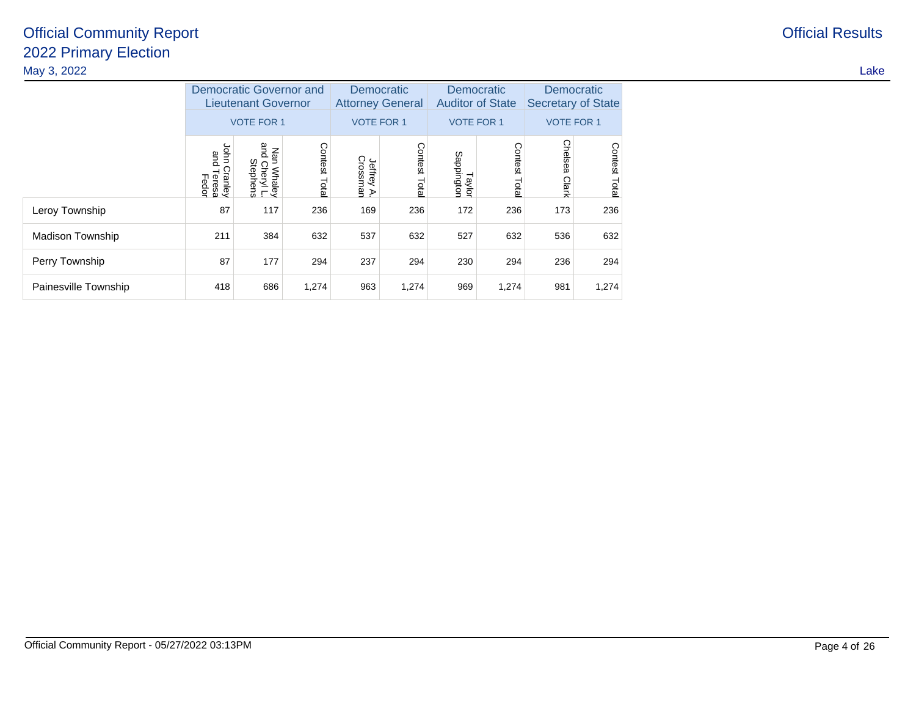# Official Community Report

## 2022 Primary Election

May 3, 2022

Official Results

Lake

| | Democratic Governor and Lieutenant Governor | | | Democratic Attorney General | | Democratic Auditor of State | | Democratic Secretary of State | |
|---|---|---|---|---|---|---|---|---|---|
| | VOTE FOR 1 | | | VOTE FOR 1 | | VOTE FOR 1 | | VOTE FOR 1 | |
| | John Cranley and Teresa Fedor | Nan Whaley and Cheryl L. Stephens | Contest Total | Jeffrey A. Crossman | Contest Total | Taylor Sappington | Contest Total | Chelsea Clark | Contest Total |
| Leroy Township | 87 | 117 | 236 | 169 | 236 | 172 | 236 | 173 | 236 |
| Madison Township | 211 | 384 | 632 | 537 | 632 | 527 | 632 | 536 | 632 |
| Perry Township | 87 | 177 | 294 | 237 | 294 | 230 | 294 | 236 | 294 |
| Painesville Township | 418 | 686 | 1,274 | 963 | 1,274 | 969 | 1,274 | 981 | 1,274 |

Official Community Report - 05/27/2022 03:13PM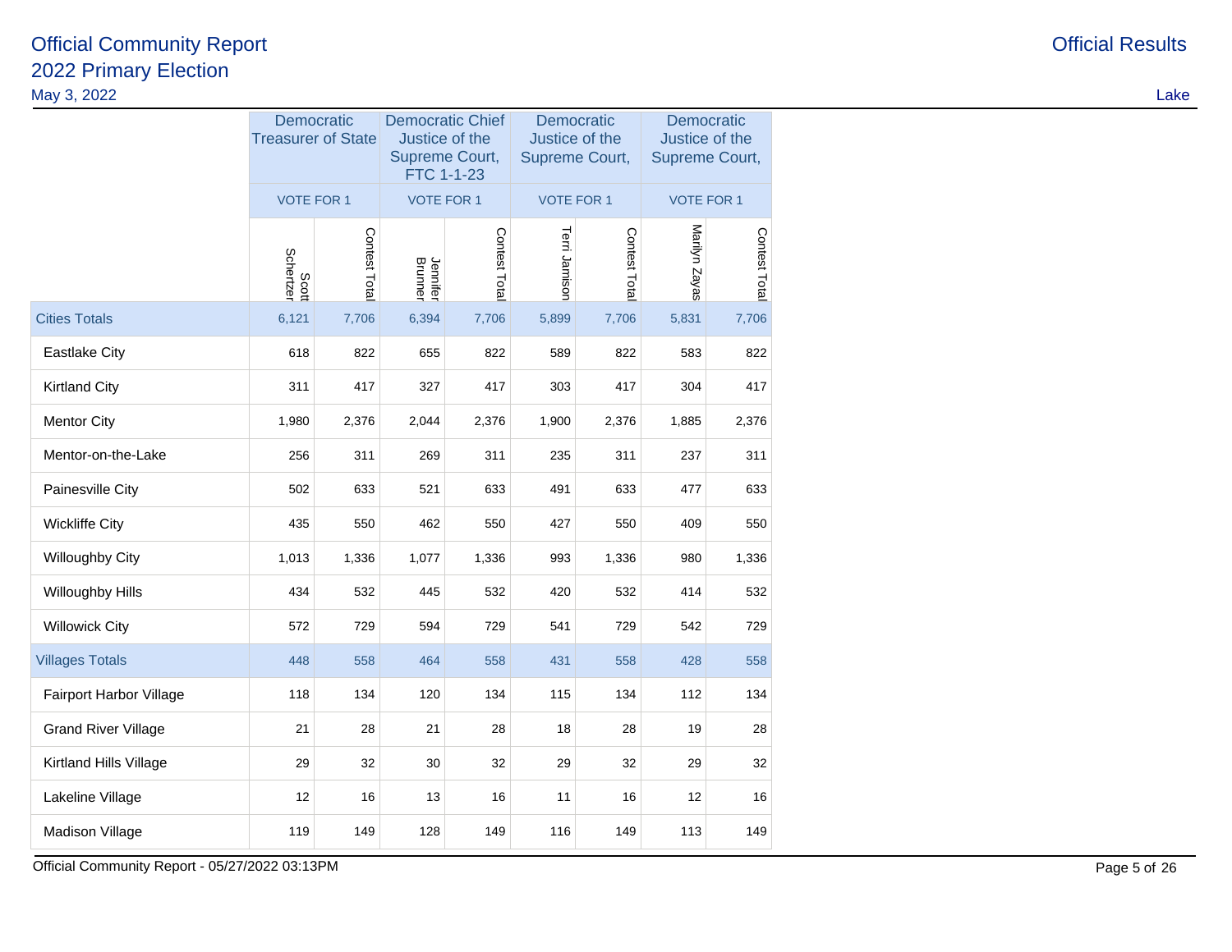# Official Community Report
## 2022 Primary Election

May 3, 2022

Official Results

Lake

| | Democratic Treasurer of State | | Democratic Chief Justice of the Supreme Court, FTC 1-1-23 | | Democratic Justice of the Supreme Court, | | Democratic Justice of the Supreme Court, | |
|---|---|---|---|---|---|---|---|---|
| | VOTE FOR 1 | | VOTE FOR 1 | | VOTE FOR 1 | | VOTE FOR 1 | |
| | Scott Schertzer | Contest Total | Jennifer Brunner | Contest Total | Terri Jamison | Contest Total | Marilyn Zayas | Contest Total |
| **Cities Totals** | 6,121 | 7,706 | 6,394 | 7,706 | 5,899 | 7,706 | 5,831 | 7,706 |
| Eastlake City | 618 | 822 | 655 | 822 | 589 | 822 | 583 | 822 |
| Kirtland City | 311 | 417 | 327 | 417 | 303 | 417 | 304 | 417 |
| Mentor City | 1,980 | 2,376 | 2,044 | 2,376 | 1,900 | 2,376 | 1,885 | 2,376 |
| Mentor-on-the-Lake | 256 | 311 | 269 | 311 | 235 | 311 | 237 | 311 |
| Painesville City | 502 | 633 | 521 | 633 | 491 | 633 | 477 | 633 |
| Wickliffe City | 435 | 550 | 462 | 550 | 427 | 550 | 409 | 550 |
| Willoughby City | 1,013 | 1,336 | 1,077 | 1,336 | 993 | 1,336 | 980 | 1,336 |
| Willoughby Hills | 434 | 532 | 445 | 532 | 420 | 532 | 414 | 532 |
| Willowick City | 572 | 729 | 594 | 729 | 541 | 729 | 542 | 729 |
| **Villages Totals** | 448 | 558 | 464 | 558 | 431 | 558 | 428 | 558 |
| Fairport Harbor Village | 118 | 134 | 120 | 134 | 115 | 134 | 112 | 134 |
| Grand River Village | 21 | 28 | 21 | 28 | 18 | 28 | 19 | 28 |
| Kirtland Hills Village | 29 | 32 | 30 | 32 | 29 | 32 | 29 | 32 |
| Lakeline Village | 12 | 16 | 13 | 16 | 11 | 16 | 12 | 16 |
| Madison Village | 119 | 149 | 128 | 149 | 116 | 149 | 113 | 149 |

Official Community Report - 05/27/2022 03:13PM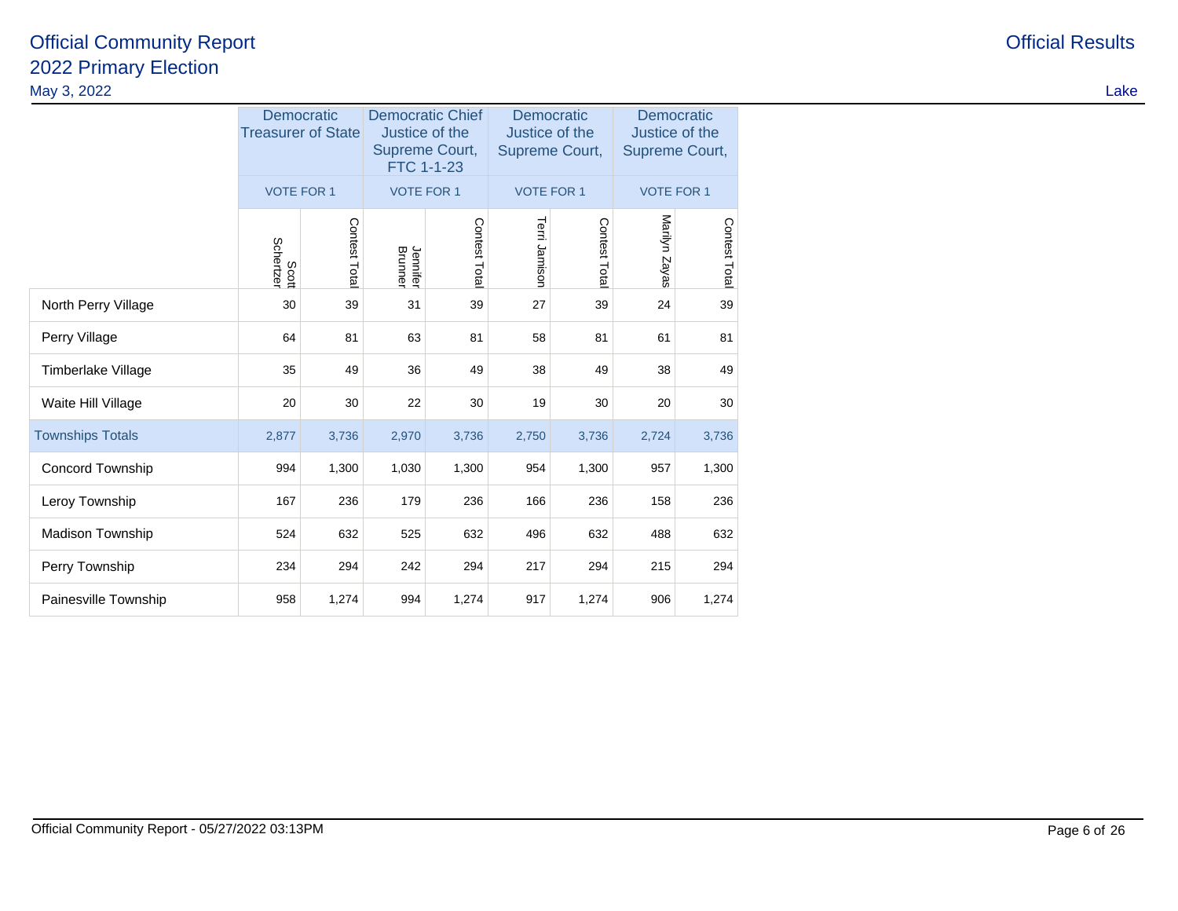# Official Community Report

## 2022 Primary Election

May 3, 2022

Official Results

Lake

| | Democratic Treasurer of State | | Democratic Chief Justice of the Supreme Court, FTC 1-1-23 | | Democratic Justice of the Supreme Court, | | Democratic Justice of the Supreme Court, | |
|---|---|---|---|---|---|---|---|---|
| | VOTE FOR 1 | | VOTE FOR 1 | | VOTE FOR 1 | | VOTE FOR 1 | |
| | Scott Schertzer | Contest Total | Jennifer Brunner | Contest Total | Terri Jamison | Contest Total | Marilyn Zayas | Contest Total |
| North Perry Village | 30 | 39 | 31 | 39 | 27 | 39 | 24 | 39 |
| Perry Village | 64 | 81 | 63 | 81 | 58 | 81 | 61 | 81 |
| Timberlake Village | 35 | 49 | 36 | 49 | 38 | 49 | 38 | 49 |
| Waite Hill Village | 20 | 30 | 22 | 30 | 19 | 30 | 20 | 30 |
| Townships Totals | 2,877 | 3,736 | 2,970 | 3,736 | 2,750 | 3,736 | 2,724 | 3,736 |
| Concord Township | 994 | 1,300 | 1,030 | 1,300 | 954 | 1,300 | 957 | 1,300 |
| Leroy Township | 167 | 236 | 179 | 236 | 166 | 236 | 158 | 236 |
| Madison Township | 524 | 632 | 525 | 632 | 496 | 632 | 488 | 632 |
| Perry Township | 234 | 294 | 242 | 294 | 217 | 294 | 215 | 294 |
| Painesville Township | 958 | 1,274 | 994 | 1,274 | 917 | 1,274 | 906 | 1,274 |

Official Community Report - 05/27/2022 03:13PM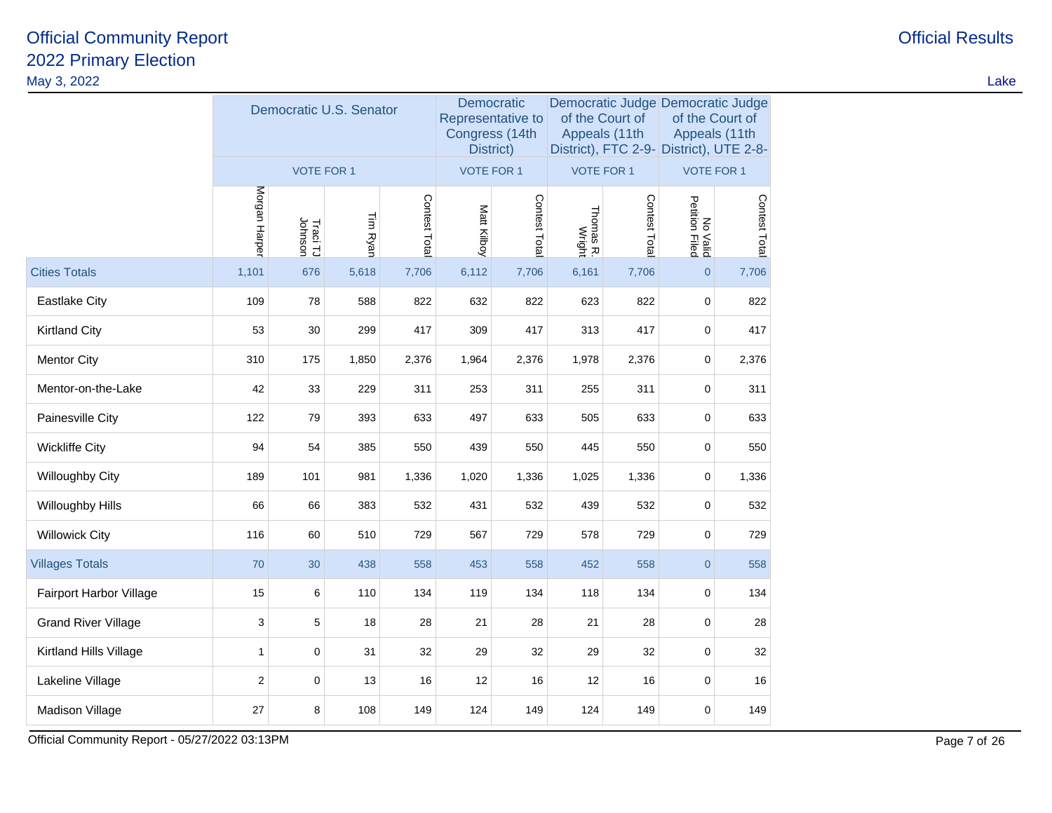# Official Community Report
## 2022 Primary Election
May 3, 2022

Official Results

Lake

| | Democratic U.S. Senator | | | | Democratic Representative to Congress (14th District) | | Democratic Judge of the Court of Appeals (11th District), FTC 2-9- | | Democratic Judge of the Court of Appeals (11th District), UTE 2-8- | |
|---|---|---|---|---|---|---|---|---|---|---|
| | VOTE FOR 1 | | | | VOTE FOR 1 | | VOTE FOR 1 | | VOTE FOR 1 | |
| | Morgan Harper | Traci TJ Johnson | Tim Ryan | Contest Total | Matt Kilboy | Contest Total | Thomas R. Wright | Contest Total | No Valid Petition Filed | Contest Total |
| Cities Totals | 1,101 | 676 | 5,618 | 7,706 | 6,112 | 7,706 | 6,161 | 7,706 | 0 | 7,706 |
| Eastlake City | 109 | 78 | 588 | 822 | 632 | 822 | 623 | 822 | 0 | 822 |
| Kirtland City | 53 | 30 | 299 | 417 | 309 | 417 | 313 | 417 | 0 | 417 |
| Mentor City | 310 | 175 | 1,850 | 2,376 | 1,964 | 2,376 | 1,978 | 2,376 | 0 | 2,376 |
| Mentor-on-the-Lake | 42 | 33 | 229 | 311 | 253 | 311 | 255 | 311 | 0 | 311 |
| Painesville City | 122 | 79 | 393 | 633 | 497 | 633 | 505 | 633 | 0 | 633 |
| Wickliffe City | 94 | 54 | 385 | 550 | 439 | 550 | 445 | 550 | 0 | 550 |
| Willoughby City | 189 | 101 | 981 | 1,336 | 1,020 | 1,336 | 1,025 | 1,336 | 0 | 1,336 |
| Willoughby Hills | 66 | 66 | 383 | 532 | 431 | 532 | 439 | 532 | 0 | 532 |
| Willowick City | 116 | 60 | 510 | 729 | 567 | 729 | 578 | 729 | 0 | 729 |
| Villages Totals | 70 | 30 | 438 | 558 | 453 | 558 | 452 | 558 | 0 | 558 |
| Fairport Harbor Village | 15 | 6 | 110 | 134 | 119 | 134 | 118 | 134 | 0 | 134 |
| Grand River Village | 3 | 5 | 18 | 28 | 21 | 28 | 21 | 28 | 0 | 28 |
| Kirtland Hills Village | 1 | 0 | 31 | 32 | 29 | 32 | 29 | 32 | 0 | 32 |
| Lakeline Village | 2 | 0 | 13 | 16 | 12 | 16 | 12 | 16 | 0 | 16 |
| Madison Village | 27 | 8 | 108 | 149 | 124 | 149 | 124 | 149 | 0 | 149 |

Official Community Report - 05/27/2022 03:13PM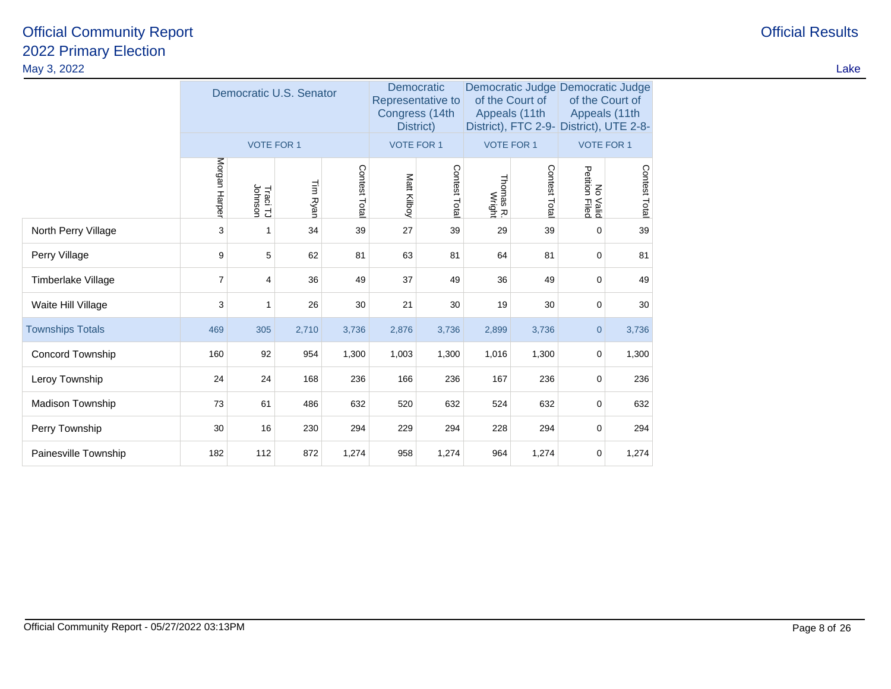# Official Community Report
## 2022 Primary Election

May 3, 2022

Official Results

Lake

| | Democratic U.S. Senator | | | | Democratic Representative to Congress (14th District) | | Democratic Judge of the Court of Appeals (11th District), FTC 2-9- | | Democratic Judge of the Court of Appeals (11th District), UTE 2-8- | |
|---|---|---|---|---|---|---|---|---|---|---|
| | VOTE FOR 1 | | | | VOTE FOR 1 | | VOTE FOR 1 | | VOTE FOR 1 | |
| | Morgan Harper | Traci TJ Johnson | Tim Ryan | Contest Total | Matt Kilboy | Contest Total | Thomas R. Wright | Contest Total | No Valid Petition Filed | Contest Total |
| North Perry Village | 3 | 1 | 34 | 39 | 27 | 39 | 29 | 39 | 0 | 39 |
| Perry Village | 9 | 5 | 62 | 81 | 63 | 81 | 64 | 81 | 0 | 81 |
| Timberlake Village | 7 | 4 | 36 | 49 | 37 | 49 | 36 | 49 | 0 | 49 |
| Waite Hill Village | 3 | 1 | 26 | 30 | 21 | 30 | 19 | 30 | 0 | 30 |
| Townships Totals | 469 | 305 | 2,710 | 3,736 | 2,876 | 3,736 | 2,899 | 3,736 | 0 | 3,736 |
| Concord Township | 160 | 92 | 954 | 1,300 | 1,003 | 1,300 | 1,016 | 1,300 | 0 | 1,300 |
| Leroy Township | 24 | 24 | 168 | 236 | 166 | 236 | 167 | 236 | 0 | 236 |
| Madison Township | 73 | 61 | 486 | 632 | 520 | 632 | 524 | 632 | 0 | 632 |
| Perry Township | 30 | 16 | 230 | 294 | 229 | 294 | 228 | 294 | 0 | 294 |
| Painesville Township | 182 | 112 | 872 | 1,274 | 958 | 1,274 | 964 | 1,274 | 0 | 1,274 |

Official Community Report - 05/27/2022 03:13PM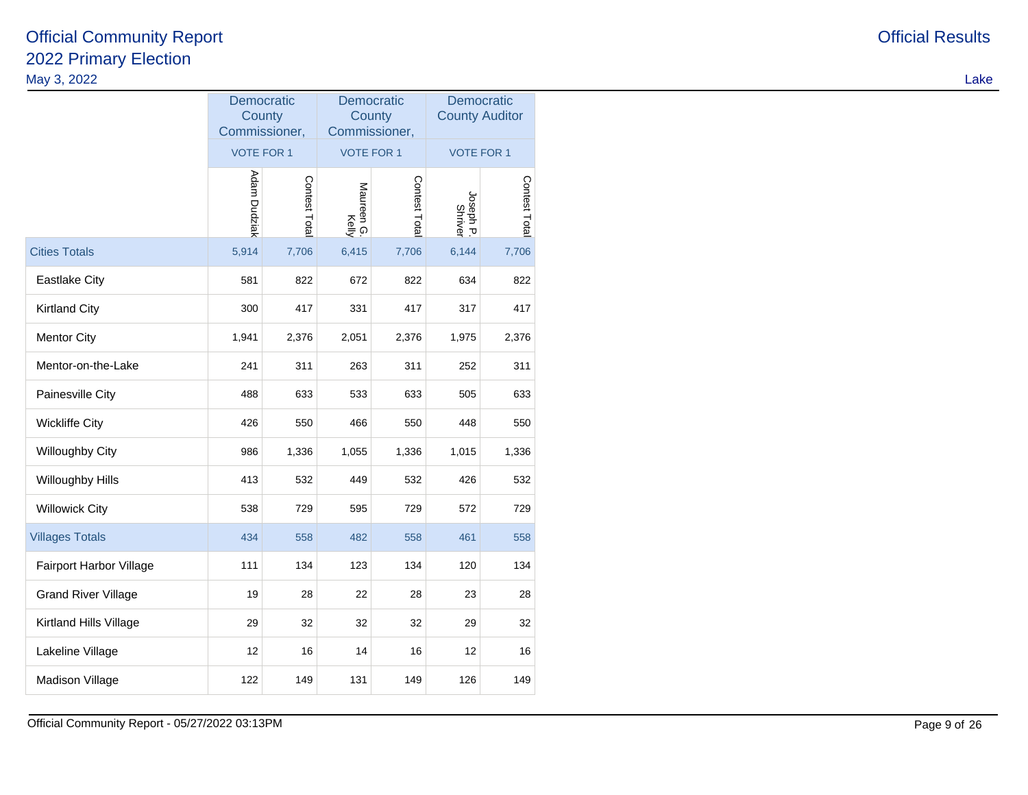# Official Community Report
## 2022 Primary Election

May 3, 2022

Official Results

Lake

| | Democratic County Commissioner, | | Democratic County Commissioner, | | Democratic County Auditor | |
|---|---|---|---|---|---|---|
| | VOTE FOR 1 | | VOTE FOR 1 | | VOTE FOR 1 | |
| | Adam Dudziak | Contest Total | Maureen G. Kelly | Contest Total | Joseph P. Shriver | Contest Total |
| Cities Totals | 5,914 | 7,706 | 6,415 | 7,706 | 6,144 | 7,706 |
| Eastlake City | 581 | 822 | 672 | 822 | 634 | 822 |
| Kirtland City | 300 | 417 | 331 | 417 | 317 | 417 |
| Mentor City | 1,941 | 2,376 | 2,051 | 2,376 | 1,975 | 2,376 |
| Mentor-on-the-Lake | 241 | 311 | 263 | 311 | 252 | 311 |
| Painesville City | 488 | 633 | 533 | 633 | 505 | 633 |
| Wickliffe City | 426 | 550 | 466 | 550 | 448 | 550 |
| Willoughby City | 986 | 1,336 | 1,055 | 1,336 | 1,015 | 1,336 |
| Willoughby Hills | 413 | 532 | 449 | 532 | 426 | 532 |
| Willowick City | 538 | 729 | 595 | 729 | 572 | 729 |
| Villages Totals | 434 | 558 | 482 | 558 | 461 | 558 |
| Fairport Harbor Village | 111 | 134 | 123 | 134 | 120 | 134 |
| Grand River Village | 19 | 28 | 22 | 28 | 23 | 28 |
| Kirtland Hills Village | 29 | 32 | 32 | 32 | 29 | 32 |
| Lakeline Village | 12 | 16 | 14 | 16 | 12 | 16 |
| Madison Village | 122 | 149 | 131 | 149 | 126 | 149 |

Official Community Report - 05/27/2022 03:13PM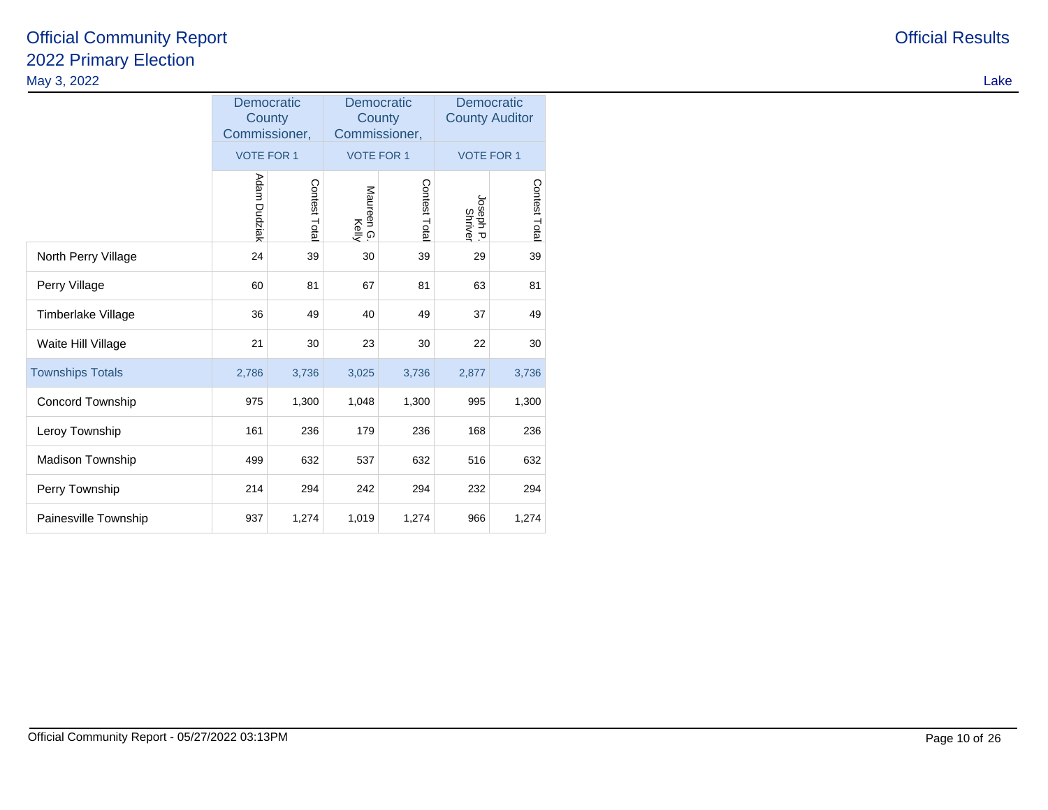| | Democratic County Commissioner, | | Democratic County Commissioner, | | Democratic County Auditor | |
|---|---|---|---|---|---|---|
| | VOTE FOR 1 | | VOTE FOR 1 | | VOTE FOR 1 | |
| | Adam Dudziak | Contest Total | Maureen G. Kelly | Contest Total | Joseph P. Shriver | Contest Total |
| North Perry Village | 24 | 39 | 30 | 39 | 29 | 39 |
| Perry Village | 60 | 81 | 67 | 81 | 63 | 81 |
| Timberlake Village | 36 | 49 | 40 | 49 | 37 | 49 |
| Waite Hill Village | 21 | 30 | 23 | 30 | 22 | 30 |
| Townships Totals | 2,786 | 3,736 | 3,025 | 3,736 | 2,877 | 3,736 |
| Concord Township | 975 | 1,300 | 1,048 | 1,300 | 995 | 1,300 |
| Leroy Township | 161 | 236 | 179 | 236 | 168 | 236 |
| Madison Township | 499 | 632 | 537 | 632 | 516 | 632 |
| Perry Township | 214 | 294 | 242 | 294 | 232 | 294 |
| Painesville Township | 937 | 1,274 | 1,019 | 1,274 | 966 | 1,274 |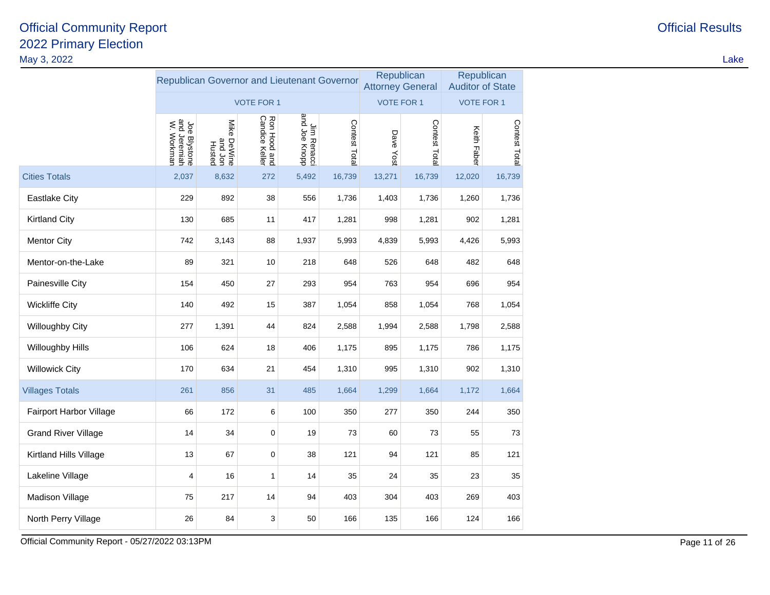# Official Community Report
## 2022 Primary Election

May 3, 2022

Official Results

Lake

| | Republican Governor and Lieutenant Governor | | | | | Republican Attorney General | | Republican Auditor of State | |
|---|---|---|---|---|---|---|---|---|---|
| | VOTE FOR 1 | | | | | VOTE FOR 1 | | VOTE FOR 1 | |
| | Joe Blystone and Jeremiah W. Workman | Mike DeWine and Jon Husted | Ron Hood and Candice Keller | Jim Renacci and Joe Knopp | Contest Total | Dave Yost | Contest Total | Keith Faber | Contest Total |
| Cities Totals | 2,037 | 8,632 | 272 | 5,492 | 16,739 | 13,271 | 16,739 | 12,020 | 16,739 |
| Eastlake City | 229 | 892 | 38 | 556 | 1,736 | 1,403 | 1,736 | 1,260 | 1,736 |
| Kirtland City | 130 | 685 | 11 | 417 | 1,281 | 998 | 1,281 | 902 | 1,281 |
| Mentor City | 742 | 3,143 | 88 | 1,937 | 5,993 | 4,839 | 5,993 | 4,426 | 5,993 |
| Mentor-on-the-Lake | 89 | 321 | 10 | 218 | 648 | 526 | 648 | 482 | 648 |
| Painesville City | 154 | 450 | 27 | 293 | 954 | 763 | 954 | 696 | 954 |
| Wickliffe City | 140 | 492 | 15 | 387 | 1,054 | 858 | 1,054 | 768 | 1,054 |
| Willoughby City | 277 | 1,391 | 44 | 824 | 2,588 | 1,994 | 2,588 | 1,798 | 2,588 |
| Willoughby Hills | 106 | 624 | 18 | 406 | 1,175 | 895 | 1,175 | 786 | 1,175 |
| Willowick City | 170 | 634 | 21 | 454 | 1,310 | 995 | 1,310 | 902 | 1,310 |
| Villages Totals | 261 | 856 | 31 | 485 | 1,664 | 1,299 | 1,664 | 1,172 | 1,664 |
| Fairport Harbor Village | 66 | 172 | 6 | 100 | 350 | 277 | 350 | 244 | 350 |
| Grand River Village | 14 | 34 | 0 | 19 | 73 | 60 | 73 | 55 | 73 |
| Kirtland Hills Village | 13 | 67 | 0 | 38 | 121 | 94 | 121 | 85 | 121 |
| Lakeline Village | 4 | 16 | 1 | 14 | 35 | 24 | 35 | 23 | 35 |
| Madison Village | 75 | 217 | 14 | 94 | 403 | 304 | 403 | 269 | 403 |
| North Perry Village | 26 | 84 | 3 | 50 | 166 | 135 | 166 | 124 | 166 |

Official Community Report - 05/27/2022 03:13PM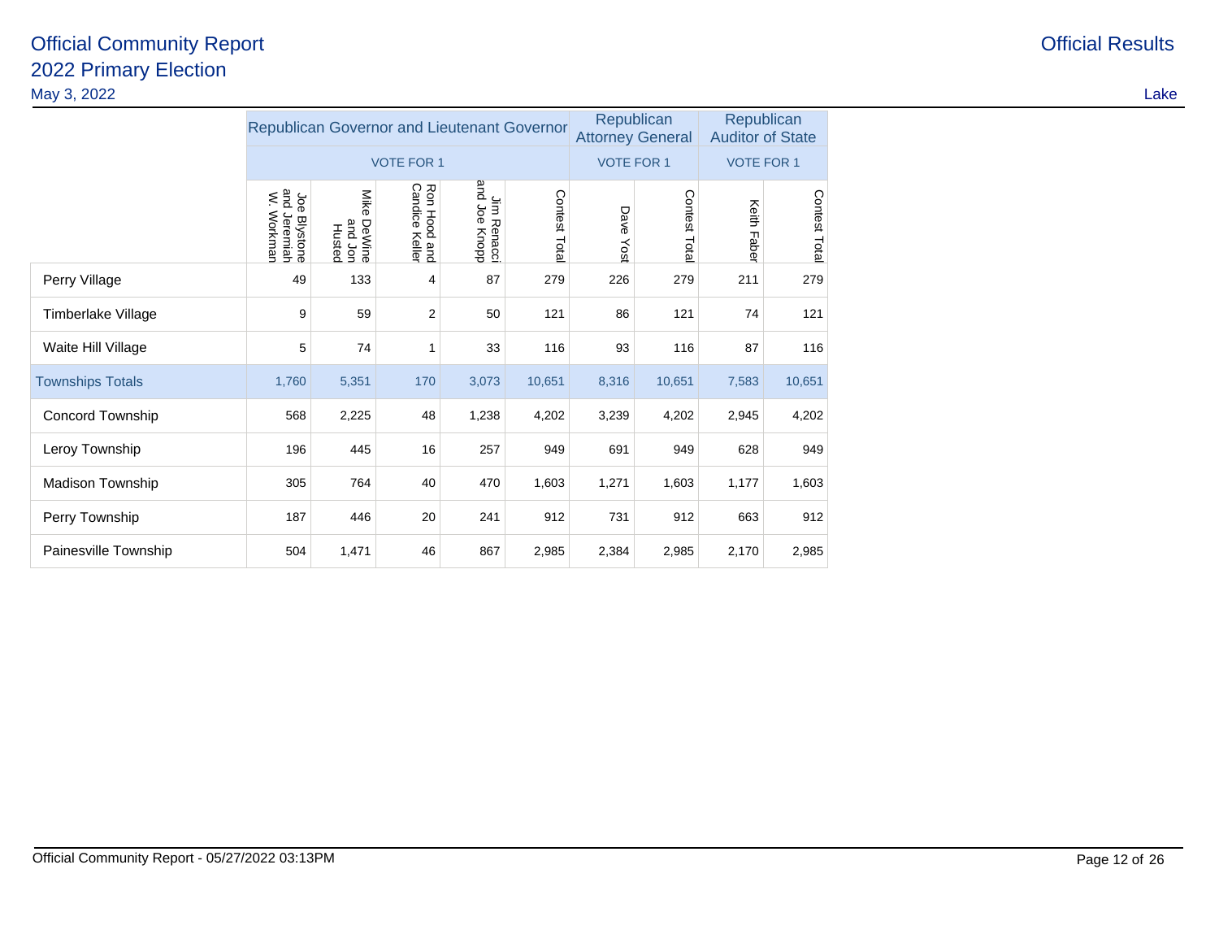# Official Community Report

## 2022 Primary Election

May 3, 2022

Official Results

Lake

| | Republican Governor and Lieutenant Governor | | | | | Republican Attorney General | | Republican Auditor of State | |
|---|---|---|---|---|---|---|---|---|---|
| | VOTE FOR 1 | | | | | VOTE FOR 1 | | VOTE FOR 1 | |
| | Joe Blystone and Jeremiah W. Workman | Mike DeWine and Jon Husted | Ron Hood and Candice Keller | Jim Renacci and Joe Knopp | Contest Total | Dave Yost | Contest Total | Keith Faber | Contest Total |
| Perry Village | 49 | 133 | 4 | 87 | 279 | 226 | 279 | 211 | 279 |
| Timberlake Village | 9 | 59 | 2 | 50 | 121 | 86 | 121 | 74 | 121 |
| Waite Hill Village | 5 | 74 | 1 | 33 | 116 | 93 | 116 | 87 | 116 |
| Townships Totals | 1,760 | 5,351 | 170 | 3,073 | 10,651 | 8,316 | 10,651 | 7,583 | 10,651 |
| Concord Township | 568 | 2,225 | 48 | 1,238 | 4,202 | 3,239 | 4,202 | 2,945 | 4,202 |
| Leroy Township | 196 | 445 | 16 | 257 | 949 | 691 | 949 | 628 | 949 |
| Madison Township | 305 | 764 | 40 | 470 | 1,603 | 1,271 | 1,603 | 1,177 | 1,603 |
| Perry Township | 187 | 446 | 20 | 241 | 912 | 731 | 912 | 663 | 912 |
| Painesville Township | 504 | 1,471 | 46 | 867 | 2,985 | 2,384 | 2,985 | 2,170 | 2,985 |

Official Community Report - 05/27/2022 03:13PM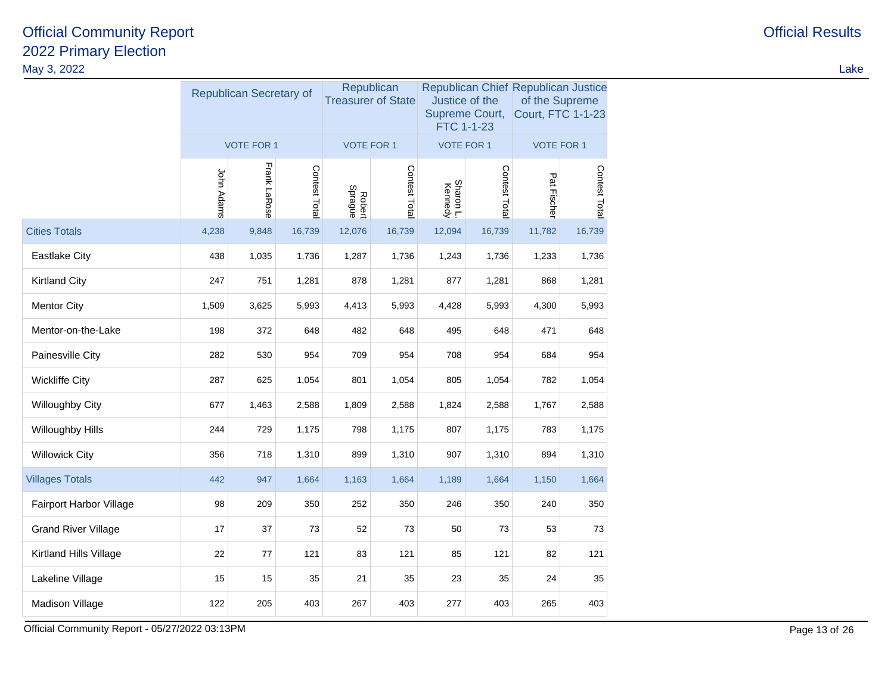# Official Community Report
## 2022 Primary Election
May 3, 2022

Official Results

Lake

| | Republican Secretary of | | | Republican Treasurer of State | | Republican Chief Justice of the Supreme Court, FTC 1-1-23 | | Republican Justice of the Supreme Court, FTC 1-1-23 | |
|---|---|---|---|---|---|---|---|---|---|
| | VOTE FOR 1 | | | VOTE FOR 1 | | VOTE FOR 1 | | VOTE FOR 1 | |
| | John Adams | Frank LaRose | Contest Total | Robert Sprague | Contest Total | Sharon L. Kennedy | Contest Total | Pat Fischer | Contest Total |
| Cities Totals | 4,238 | 9,848 | 16,739 | 12,076 | 16,739 | 12,094 | 16,739 | 11,782 | 16,739 |
| Eastlake City | 438 | 1,035 | 1,736 | 1,287 | 1,736 | 1,243 | 1,736 | 1,233 | 1,736 |
| Kirtland City | 247 | 751 | 1,281 | 878 | 1,281 | 877 | 1,281 | 868 | 1,281 |
| Mentor City | 1,509 | 3,625 | 5,993 | 4,413 | 5,993 | 4,428 | 5,993 | 4,300 | 5,993 |
| Mentor-on-the-Lake | 198 | 372 | 648 | 482 | 648 | 495 | 648 | 471 | 648 |
| Painesville City | 282 | 530 | 954 | 709 | 954 | 708 | 954 | 684 | 954 |
| Wickliffe City | 287 | 625 | 1,054 | 801 | 1,054 | 805 | 1,054 | 782 | 1,054 |
| Willoughby City | 677 | 1,463 | 2,588 | 1,809 | 2,588 | 1,824 | 2,588 | 1,767 | 2,588 |
| Willoughby Hills | 244 | 729 | 1,175 | 798 | 1,175 | 807 | 1,175 | 783 | 1,175 |
| Willowick City | 356 | 718 | 1,310 | 899 | 1,310 | 907 | 1,310 | 894 | 1,310 |
| Villages Totals | 442 | 947 | 1,664 | 1,163 | 1,664 | 1,189 | 1,664 | 1,150 | 1,664 |
| Fairport Harbor Village | 98 | 209 | 350 | 252 | 350 | 246 | 350 | 240 | 350 |
| Grand River Village | 17 | 37 | 73 | 52 | 73 | 50 | 73 | 53 | 73 |
| Kirtland Hills Village | 22 | 77 | 121 | 83 | 121 | 85 | 121 | 82 | 121 |
| Lakeline Village | 15 | 15 | 35 | 21 | 35 | 23 | 35 | 24 | 35 |
| Madison Village | 122 | 205 | 403 | 267 | 403 | 277 | 403 | 265 | 403 |

Official Community Report - 05/27/2022 03:13PM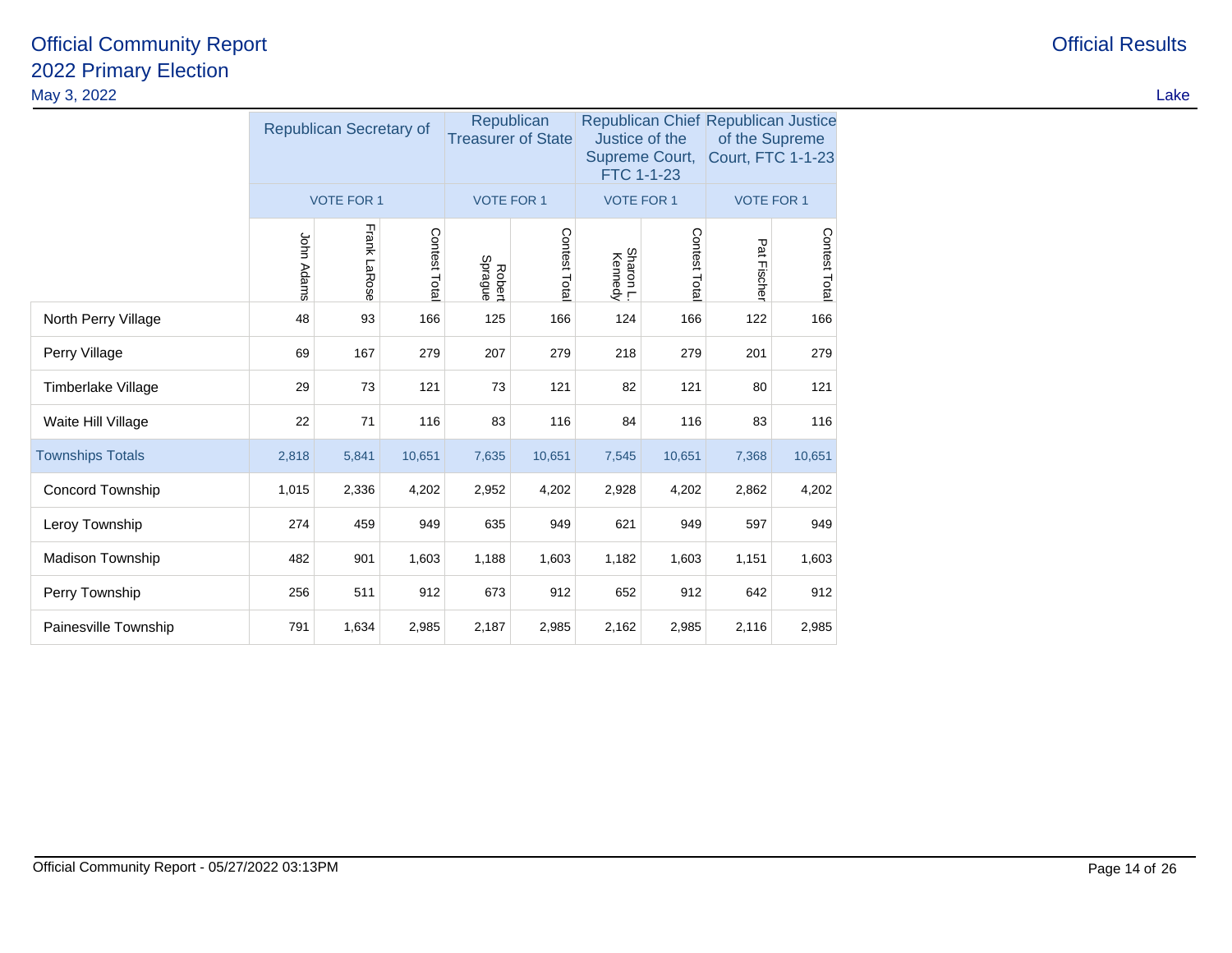Official Community Report
2022 Primary Election
May 3, 2022

Official Results

Lake

| | Republican Secretary of | | | Republican Treasurer of State | | Republican Chief Justice of the Supreme Court, FTC 1-1-23 | | Republican Justice of the Supreme Court, FTC 1-1-23 | |
|---|---|---|---|---|---|---|---|---|---|
| | VOTE FOR 1 | | | VOTE FOR 1 | | VOTE FOR 1 | | VOTE FOR 1 | |
| | John Adams | Frank LaRose | Contest Total | Robert Sprague | Contest Total | Sharon L. Kennedy | Contest Total | Pat Fischer | Contest Total |
| North Perry Village | 48 | 93 | 166 | 125 | 166 | 124 | 166 | 122 | 166 |
| Perry Village | 69 | 167 | 279 | 207 | 279 | 218 | 279 | 201 | 279 |
| Timberlake Village | 29 | 73 | 121 | 73 | 121 | 82 | 121 | 80 | 121 |
| Waite Hill Village | 22 | 71 | 116 | 83 | 116 | 84 | 116 | 83 | 116 |
| Townships Totals | 2,818 | 5,841 | 10,651 | 7,635 | 10,651 | 7,545 | 10,651 | 7,368 | 10,651 |
| Concord Township | 1,015 | 2,336 | 4,202 | 2,952 | 4,202 | 2,928 | 4,202 | 2,862 | 4,202 |
| Leroy Township | 274 | 459 | 949 | 635 | 949 | 621 | 949 | 597 | 949 |
| Madison Township | 482 | 901 | 1,603 | 1,188 | 1,603 | 1,182 | 1,603 | 1,151 | 1,603 |
| Perry Township | 256 | 511 | 912 | 673 | 912 | 652 | 912 | 642 | 912 |
| Painesville Township | 791 | 1,634 | 2,985 | 2,187 | 2,985 | 2,162 | 2,985 | 2,116 | 2,985 |

Official Community Report - 05/27/2022 03:13PM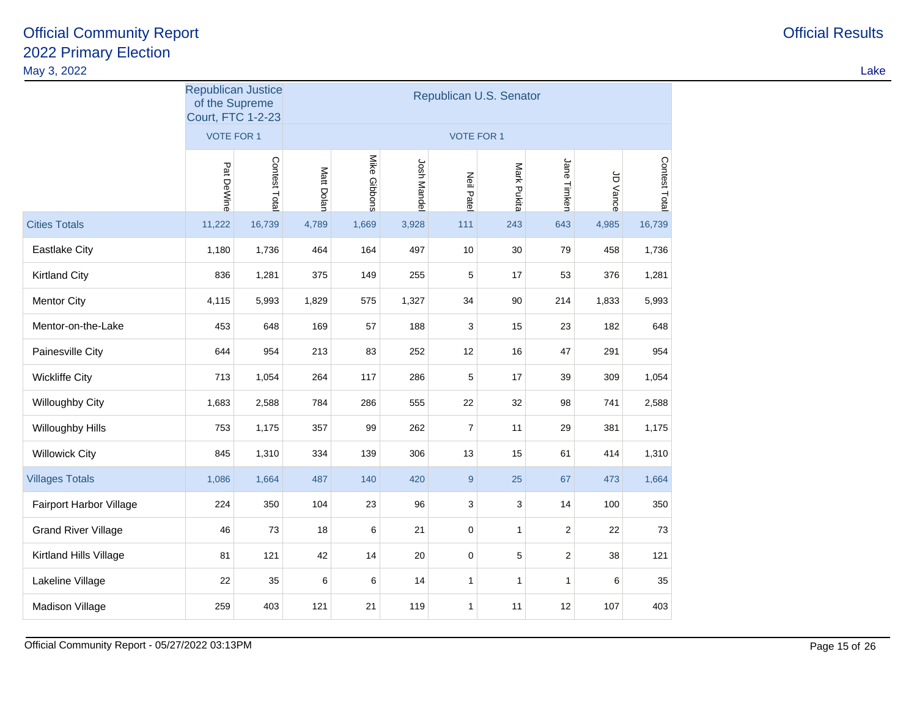Official Community Report
2022 Primary Election
May 3, 2022

Official Results

Lake

| | Republican Justice of the Supreme Court, FTC 1-2-23 | | Republican U.S. Senator | | | | | | | |
|---|---|---|---|---|---|---|---|---|---|---|
| | VOTE FOR 1 | | VOTE FOR 1 | | | | | | | |
| | Pat DeWine | Contest Total | Matt Dolan | Mike Gibbons | Josh Mandel | Neil Patel | Mark Pukita | Jane Timken | JD Vance | Contest Total |
| Cities Totals | 11,222 | 16,739 | 4,789 | 1,669 | 3,928 | 111 | 243 | 643 | 4,985 | 16,739 |
| Eastlake City | 1,180 | 1,736 | 464 | 164 | 497 | 10 | 30 | 79 | 458 | 1,736 |
| Kirtland City | 836 | 1,281 | 375 | 149 | 255 | 5 | 17 | 53 | 376 | 1,281 |
| Mentor City | 4,115 | 5,993 | 1,829 | 575 | 1,327 | 34 | 90 | 214 | 1,833 | 5,993 |
| Mentor-on-the-Lake | 453 | 648 | 169 | 57 | 188 | 3 | 15 | 23 | 182 | 648 |
| Painesville City | 644 | 954 | 213 | 83 | 252 | 12 | 16 | 47 | 291 | 954 |
| Wickliffe City | 713 | 1,054 | 264 | 117 | 286 | 5 | 17 | 39 | 309 | 1,054 |
| Willoughby City | 1,683 | 2,588 | 784 | 286 | 555 | 22 | 32 | 98 | 741 | 2,588 |
| Willoughby Hills | 753 | 1,175 | 357 | 99 | 262 | 7 | 11 | 29 | 381 | 1,175 |
| Willowick City | 845 | 1,310 | 334 | 139 | 306 | 13 | 15 | 61 | 414 | 1,310 |
| Villages Totals | 1,086 | 1,664 | 487 | 140 | 420 | 9 | 25 | 67 | 473 | 1,664 |
| Fairport Harbor Village | 224 | 350 | 104 | 23 | 96 | 3 | 3 | 14 | 100 | 350 |
| Grand River Village | 46 | 73 | 18 | 6 | 21 | 0 | 1 | 2 | 22 | 73 |
| Kirtland Hills Village | 81 | 121 | 42 | 14 | 20 | 0 | 5 | 2 | 38 | 121 |
| Lakeline Village | 22 | 35 | 6 | 6 | 14 | 1 | 1 | 1 | 6 | 35 |
| Madison Village | 259 | 403 | 121 | 21 | 119 | 1 | 11 | 12 | 107 | 403 |

Official Community Report - 05/27/2022 03:13PM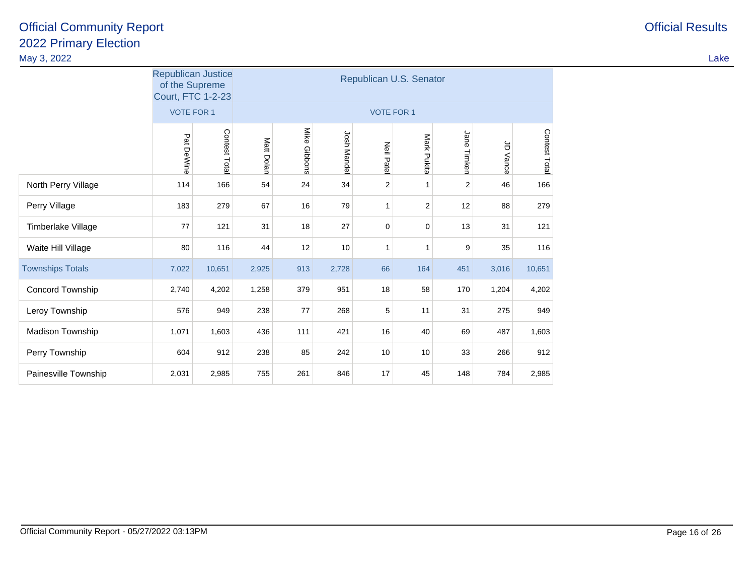# Official Community Report
## 2022 Primary Election

May 3, 2022

Official Results

Lake

| | Republican Justice of the Supreme Court, FTC 1-2-23 | | Republican U.S. Senator | | | | | | | |
|---|---|---|---|---|---|---|---|---|---|---|
| | VOTE FOR 1 | | VOTE FOR 1 | | | | | | | |
| | Pat DeWine | Contest Total | Matt Dolan | Mike Gibbons | Josh Mandel | Neil Patel | Mark Pukita | Jane Timken | JD Vance | Contest Total |
| North Perry Village | 114 | 166 | 54 | 24 | 34 | 2 | 1 | 2 | 46 | 166 |
| Perry Village | 183 | 279 | 67 | 16 | 79 | 1 | 2 | 12 | 88 | 279 |
| Timberlake Village | 77 | 121 | 31 | 18 | 27 | 0 | 0 | 13 | 31 | 121 |
| Waite Hill Village | 80 | 116 | 44 | 12 | 10 | 1 | 1 | 9 | 35 | 116 |
| Townships Totals | 7,022 | 10,651 | 2,925 | 913 | 2,728 | 66 | 164 | 451 | 3,016 | 10,651 |
| Concord Township | 2,740 | 4,202 | 1,258 | 379 | 951 | 18 | 58 | 170 | 1,204 | 4,202 |
| Leroy Township | 576 | 949 | 238 | 77 | 268 | 5 | 11 | 31 | 275 | 949 |
| Madison Township | 1,071 | 1,603 | 436 | 111 | 421 | 16 | 40 | 69 | 487 | 1,603 |
| Perry Township | 604 | 912 | 238 | 85 | 242 | 10 | 10 | 33 | 266 | 912 |
| Painesville Township | 2,031 | 2,985 | 755 | 261 | 846 | 17 | 45 | 148 | 784 | 2,985 |

Official Community Report - 05/27/2022 03:13PM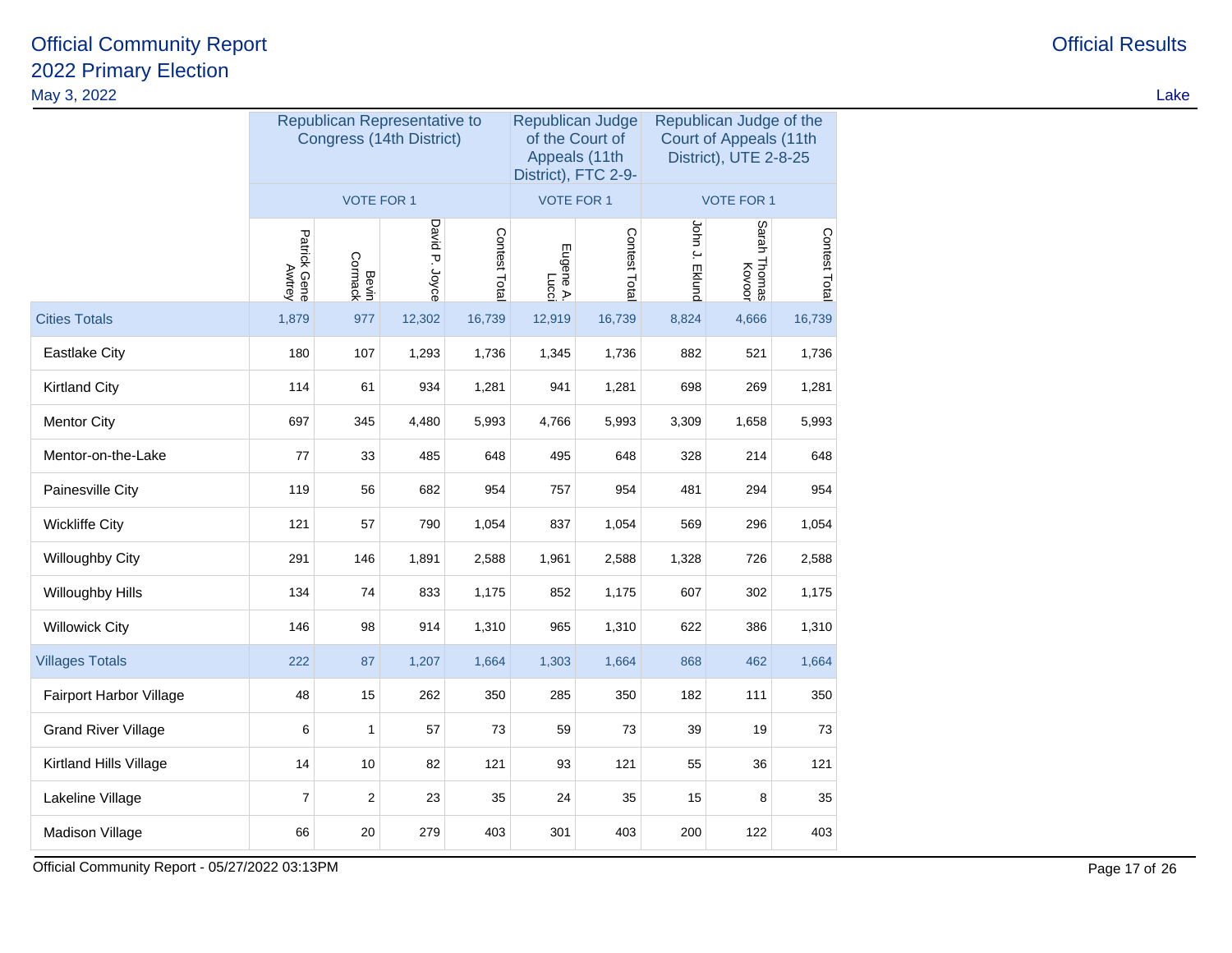Official Community Report
2022 Primary Election
May 3, 2022

Official Results

Lake

| | Republican Representative to Congress (14th District) | | | | Republican Judge of the Court of Appeals (11th District), FTC 2-9- | | Republican Judge of the Court of Appeals (11th District), UTE 2-8-25 | | |
|---|---|---|---|---|---|---|---|---|---|
| | VOTE FOR 1 | | | | VOTE FOR 1 | | VOTE FOR 1 | | |
| | Patrick Gene Awtrey | Bevin Cormack | David P. Joyce | Contest Total | Eugene A. Lucci | Contest Total | John J. Eklund | Sarah Thomas Kovoor | Contest Total |
| Cities Totals | 1,879 | 977 | 12,302 | 16,739 | 12,919 | 16,739 | 8,824 | 4,666 | 16,739 |
| Eastlake City | 180 | 107 | 1,293 | 1,736 | 1,345 | 1,736 | 882 | 521 | 1,736 |
| Kirtland City | 114 | 61 | 934 | 1,281 | 941 | 1,281 | 698 | 269 | 1,281 |
| Mentor City | 697 | 345 | 4,480 | 5,993 | 4,766 | 5,993 | 3,309 | 1,658 | 5,993 |
| Mentor-on-the-Lake | 77 | 33 | 485 | 648 | 495 | 648 | 328 | 214 | 648 |
| Painesville City | 119 | 56 | 682 | 954 | 757 | 954 | 481 | 294 | 954 |
| Wickliffe City | 121 | 57 | 790 | 1,054 | 837 | 1,054 | 569 | 296 | 1,054 |
| Willoughby City | 291 | 146 | 1,891 | 2,588 | 1,961 | 2,588 | 1,328 | 726 | 2,588 |
| Willoughby Hills | 134 | 74 | 833 | 1,175 | 852 | 1,175 | 607 | 302 | 1,175 |
| Willowick City | 146 | 98 | 914 | 1,310 | 965 | 1,310 | 622 | 386 | 1,310 |
| Villages Totals | 222 | 87 | 1,207 | 1,664 | 1,303 | 1,664 | 868 | 462 | 1,664 |
| Fairport Harbor Village | 48 | 15 | 262 | 350 | 285 | 350 | 182 | 111 | 350 |
| Grand River Village | 6 | 1 | 57 | 73 | 59 | 73 | 39 | 19 | 73 |
| Kirtland Hills Village | 14 | 10 | 82 | 121 | 93 | 121 | 55 | 36 | 121 |
| Lakeline Village | 7 | 2 | 23 | 35 | 24 | 35 | 15 | 8 | 35 |
| Madison Village | 66 | 20 | 279 | 403 | 301 | 403 | 200 | 122 | 403 |

Official Community Report - 05/27/2022 03:13PM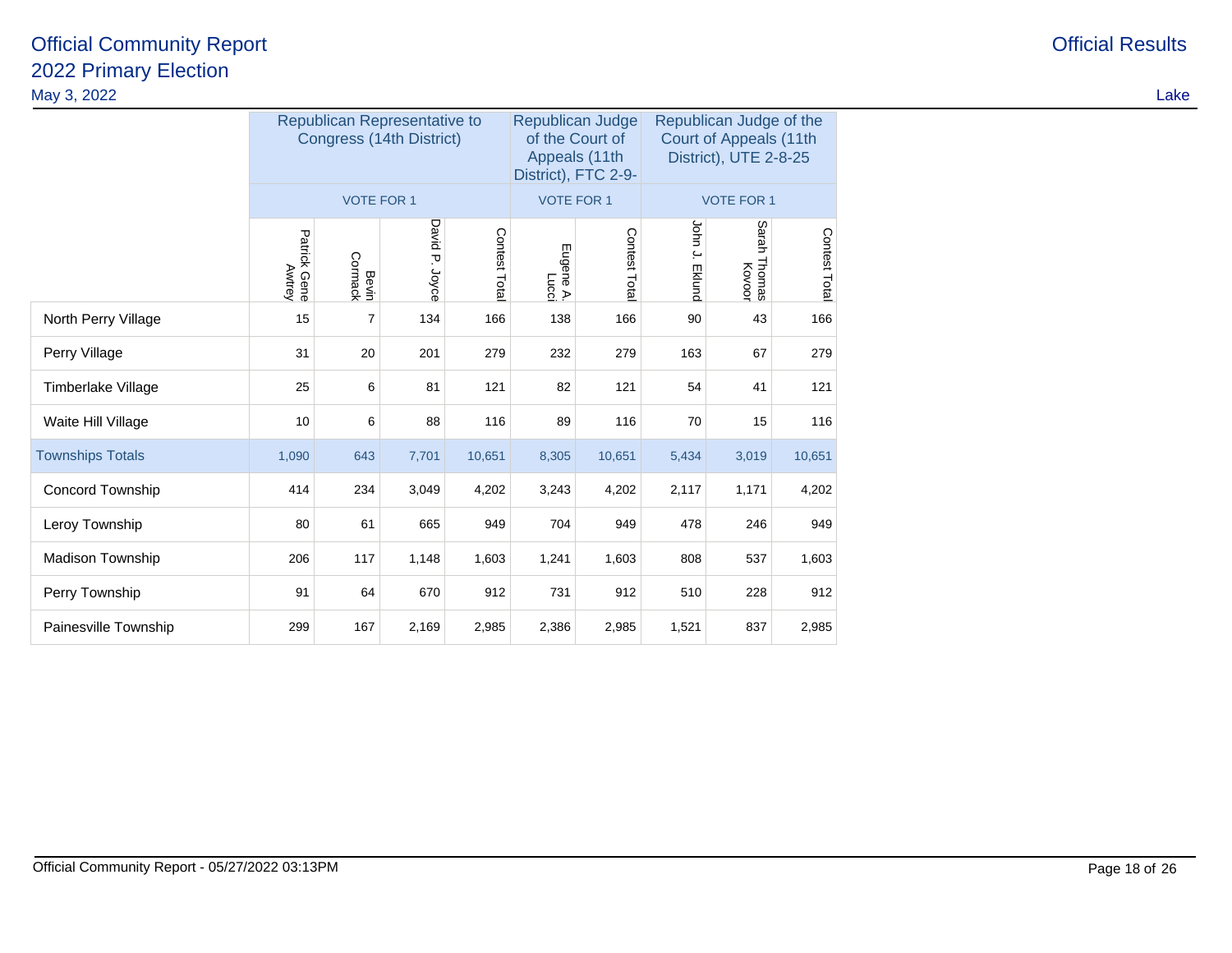# Official Community Report

## 2022 Primary Election

May 3, 2022

Official Results

Lake

| | Republican Representative to Congress (14th District) | | | | Republican Judge of the Court of Appeals (11th District), FTC 2-9- | | Republican Judge of the Court of Appeals (11th District), UTE 2-8-25 | | |
|---|---|---|---|---|---|---|---|---|---|
| | VOTE FOR 1 | | | | VOTE FOR 1 | | VOTE FOR 1 | | |
| | Patrick Gene Awtrey | Bevin Cormack | David P. Joyce | Contest Total | Eugene A. Lucci | Contest Total | John J. Eklund | Sarah Thomas Kovoor | Contest Total |
| North Perry Village | 15 | 7 | 134 | 166 | 138 | 166 | 90 | 43 | 166 |
| Perry Village | 31 | 20 | 201 | 279 | 232 | 279 | 163 | 67 | 279 |
| Timberlake Village | 25 | 6 | 81 | 121 | 82 | 121 | 54 | 41 | 121 |
| Waite Hill Village | 10 | 6 | 88 | 116 | 89 | 116 | 70 | 15 | 116 |
| Townships Totals | 1,090 | 643 | 7,701 | 10,651 | 8,305 | 10,651 | 5,434 | 3,019 | 10,651 |
| Concord Township | 414 | 234 | 3,049 | 4,202 | 3,243 | 4,202 | 2,117 | 1,171 | 4,202 |
| Leroy Township | 80 | 61 | 665 | 949 | 704 | 949 | 478 | 246 | 949 |
| Madison Township | 206 | 117 | 1,148 | 1,603 | 1,241 | 1,603 | 808 | 537 | 1,603 |
| Perry Township | 91 | 64 | 670 | 912 | 731 | 912 | 510 | 228 | 912 |
| Painesville Township | 299 | 167 | 2,169 | 2,985 | 2,386 | 2,985 | 1,521 | 837 | 2,985 |

Official Community Report - 05/27/2022 03:13PM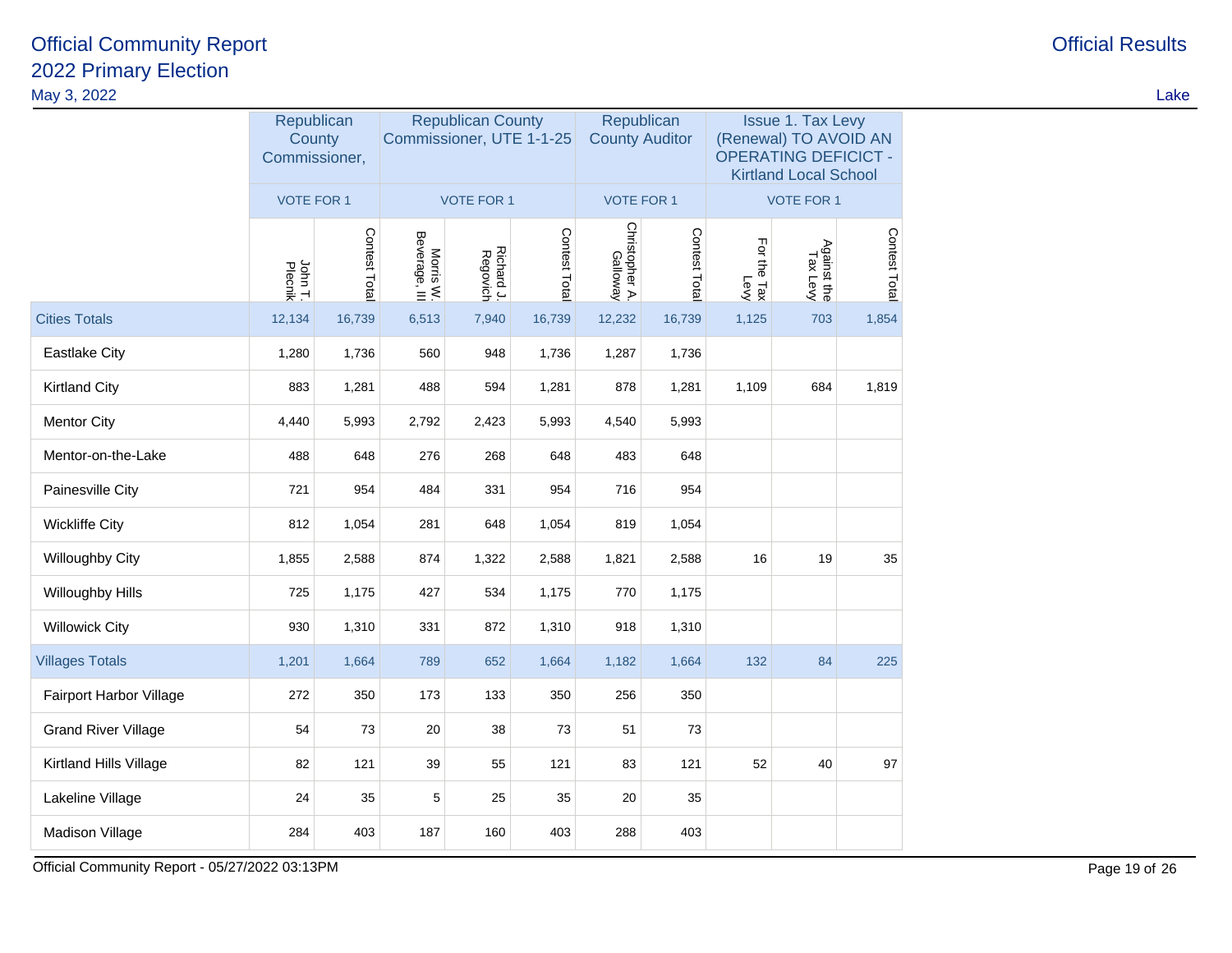# Official Community Report
## 2022 Primary Election

May 3, 2022

Official Results

Lake

| | Republican County Commissioner, | | Republican County Commissioner, UTE 1-1-25 | | | Republican County Auditor | | Issue 1. Tax Levy (Renewal) TO AVOID AN OPERATING DEFICICT - Kirtland Local School | | |
|---|---|---|---|---|---|---|---|---|---|---|
| | VOTE FOR 1 | | VOTE FOR 1 | | | VOTE FOR 1 | | VOTE FOR 1 | | |
| | John T. Plecnik | Contest Total | Morris W. Beverage, III | Richard J. Regovich | Contest Total | Christopher A. Galloway | Contest Total | For the Tax Levy | Against the Tax Levy | Contest Total |
| Cities Totals | 12,134 | 16,739 | 6,513 | 7,940 | 16,739 | 12,232 | 16,739 | 1,125 | 703 | 1,854 |
| Eastlake City | 1,280 | 1,736 | 560 | 948 | 1,736 | 1,287 | 1,736 | | | |
| Kirtland City | 883 | 1,281 | 488 | 594 | 1,281 | 878 | 1,281 | 1,109 | 684 | 1,819 |
| Mentor City | 4,440 | 5,993 | 2,792 | 2,423 | 5,993 | 4,540 | 5,993 | | | |
| Mentor-on-the-Lake | 488 | 648 | 276 | 268 | 648 | 483 | 648 | | | |
| Painesville City | 721 | 954 | 484 | 331 | 954 | 716 | 954 | | | |
| Wickliffe City | 812 | 1,054 | 281 | 648 | 1,054 | 819 | 1,054 | | | |
| Willoughby City | 1,855 | 2,588 | 874 | 1,322 | 2,588 | 1,821 | 2,588 | 16 | 19 | 35 |
| Willoughby Hills | 725 | 1,175 | 427 | 534 | 1,175 | 770 | 1,175 | | | |
| Willowick City | 930 | 1,310 | 331 | 872 | 1,310 | 918 | 1,310 | | | |
| Villages Totals | 1,201 | 1,664 | 789 | 652 | 1,664 | 1,182 | 1,664 | 132 | 84 | 225 |
| Fairport Harbor Village | 272 | 350 | 173 | 133 | 350 | 256 | 350 | | | |
| Grand River Village | 54 | 73 | 20 | 38 | 73 | 51 | 73 | | | |
| Kirtland Hills Village | 82 | 121 | 39 | 55 | 121 | 83 | 121 | 52 | 40 | 97 |
| Lakeline Village | 24 | 35 | 5 | 25 | 35 | 20 | 35 | | | |
| Madison Village | 284 | 403 | 187 | 160 | 403 | 288 | 403 | | | |

Official Community Report - 05/27/2022 03:13PM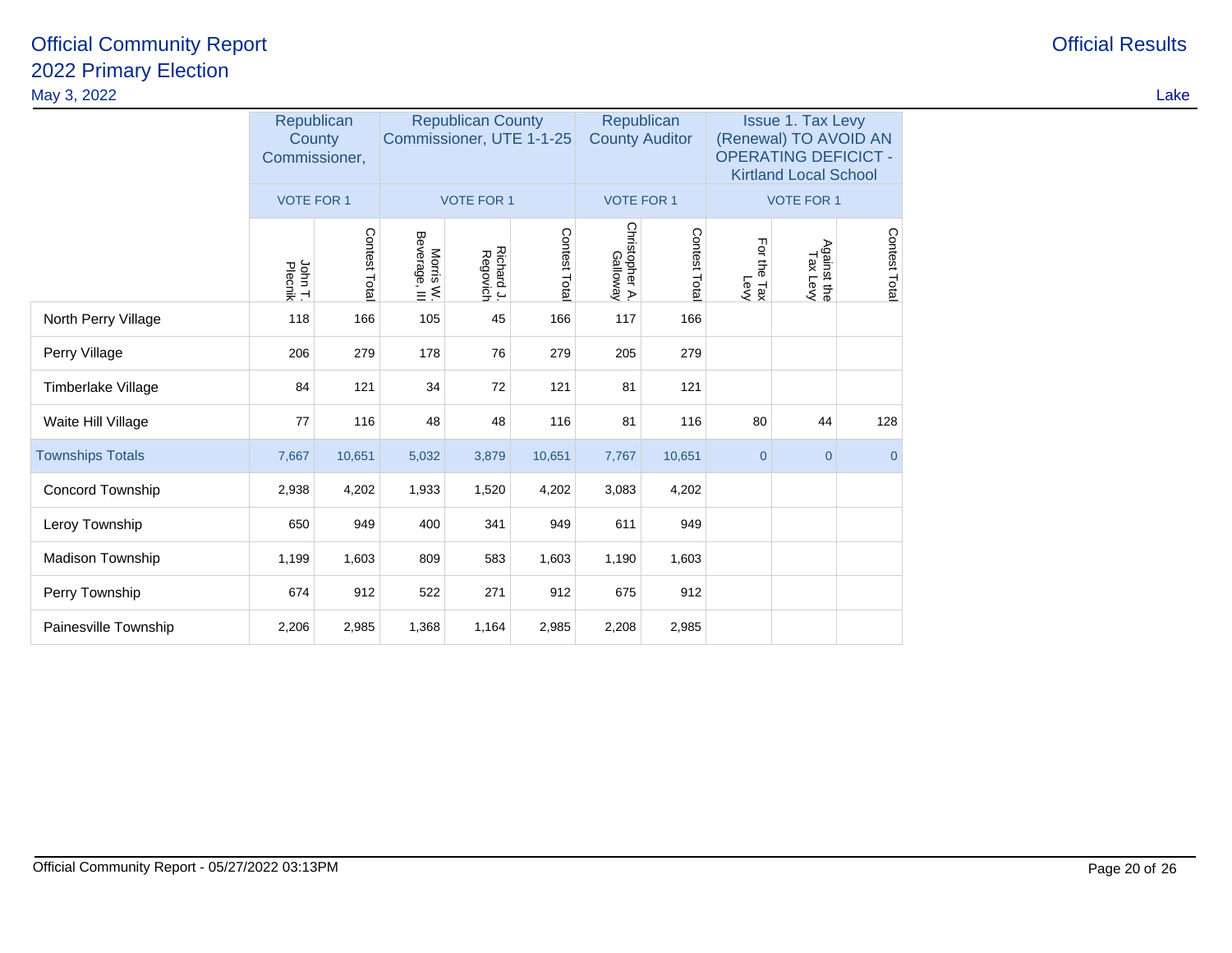# Official Community Report

## 2022 Primary Election

May 3, 2022

Official Results

Lake

| | Republican County Commissioner, | | Republican County Commissioner, UTE 1-1-25 | | | Republican County Auditor | | Issue 1. Tax Levy (Renewal) TO AVOID AN OPERATING DEFICICT - Kirtland Local School | | |
|---|---|---|---|---|---|---|---|---|---|---|
| | VOTE FOR 1 | | VOTE FOR 1 | | | VOTE FOR 1 | | VOTE FOR 1 | | |
| | John T. Plecnik | Contest Total | Morris W. Beverage, III | Richard J. Regovich | Contest Total | Christopher A. Galloway | Contest Total | For the Tax Levy | Against the Tax Levy | Contest Total |
| North Perry Village | 118 | 166 | 105 | 45 | 166 | 117 | 166 | | | |
| Perry Village | 206 | 279 | 178 | 76 | 279 | 205 | 279 | | | |
| Timberlake Village | 84 | 121 | 34 | 72 | 121 | 81 | 121 | | | |
| Waite Hill Village | 77 | 116 | 48 | 48 | 116 | 81 | 116 | 80 | 44 | 128 |
| Townships Totals | 7,667 | 10,651 | 5,032 | 3,879 | 10,651 | 7,767 | 10,651 | 0 | 0 | 0 |
| Concord Township | 2,938 | 4,202 | 1,933 | 1,520 | 4,202 | 3,083 | 4,202 | | | |
| Leroy Township | 650 | 949 | 400 | 341 | 949 | 611 | 949 | | | |
| Madison Township | 1,199 | 1,603 | 809 | 583 | 1,603 | 1,190 | 1,603 | | | |
| Perry Township | 674 | 912 | 522 | 271 | 912 | 675 | 912 | | | |
| Painesville Township | 2,206 | 2,985 | 1,368 | 1,164 | 2,985 | 2,208 | 2,985 | | | |

Official Community Report - 05/27/2022 03:13PM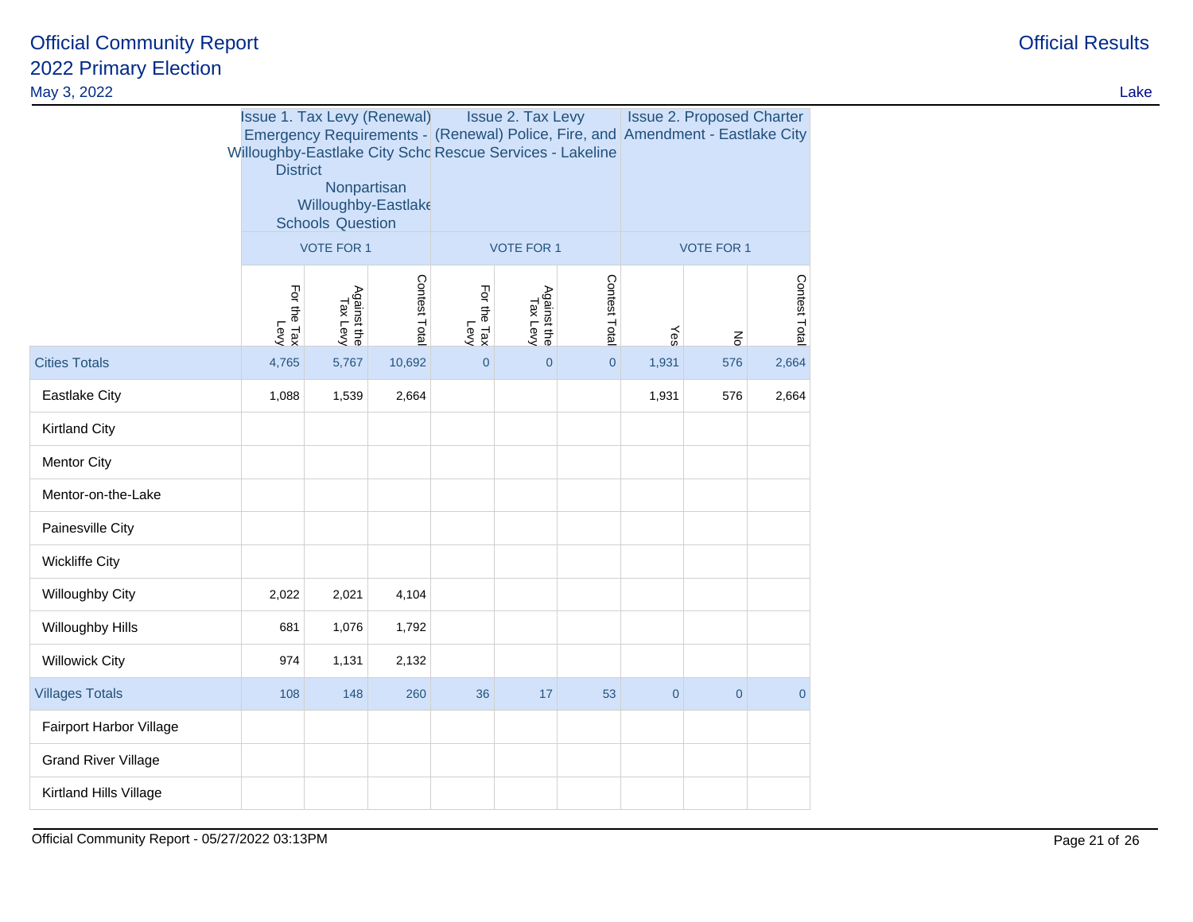# Official Community Report

## 2022 Primary Election

May 3, 2022

Official Results

Lake

| | Issue 1. Tax Levy (Renewal) Emergency Requirements - Willoughby-Eastlake City School District Nonpartisan Willoughby-Eastlake Schools Question | | | Issue 2. Tax Levy (Renewal) Police, Fire, and Rescue Services - Lakeline | | | Issue 2. Proposed Charter Amendment - Eastlake City | | |
|---|---|---|---|---|---|---|---|---|---|
| | VOTE FOR 1 | | | VOTE FOR 1 | | | VOTE FOR 1 | | |
| | For the Tax Levy | Against the Tax Levy | Contest Total | For the Tax Levy | Against the Tax Levy | Contest Total | Yes | No | Contest Total |
| Cities Totals | 4,765 | 5,767 | 10,692 | 0 | 0 | 0 | 1,931 | 576 | 2,664 |
| Eastlake City | 1,088 | 1,539 | 2,664 | | | | 1,931 | 576 | 2,664 |
| Kirtland City | | | | | | | | | |
| Mentor City | | | | | | | | | |
| Mentor-on-the-Lake | | | | | | | | | |
| Painesville City | | | | | | | | | |
| Wickliffe City | | | | | | | | | |
| Willoughby City | 2,022 | 2,021 | 4,104 | | | | | | |
| Willoughby Hills | 681 | 1,076 | 1,792 | | | | | | |
| Willowick City | 974 | 1,131 | 2,132 | | | | | | |
| Villages Totals | 108 | 148 | 260 | 36 | 17 | 53 | 0 | 0 | 0 |
| Fairport Harbor Village | | | | | | | | | |
| Grand River Village | | | | | | | | | |
| Kirtland Hills Village | | | | | | | | | |

Official Community Report - 05/27/2022 03:13PM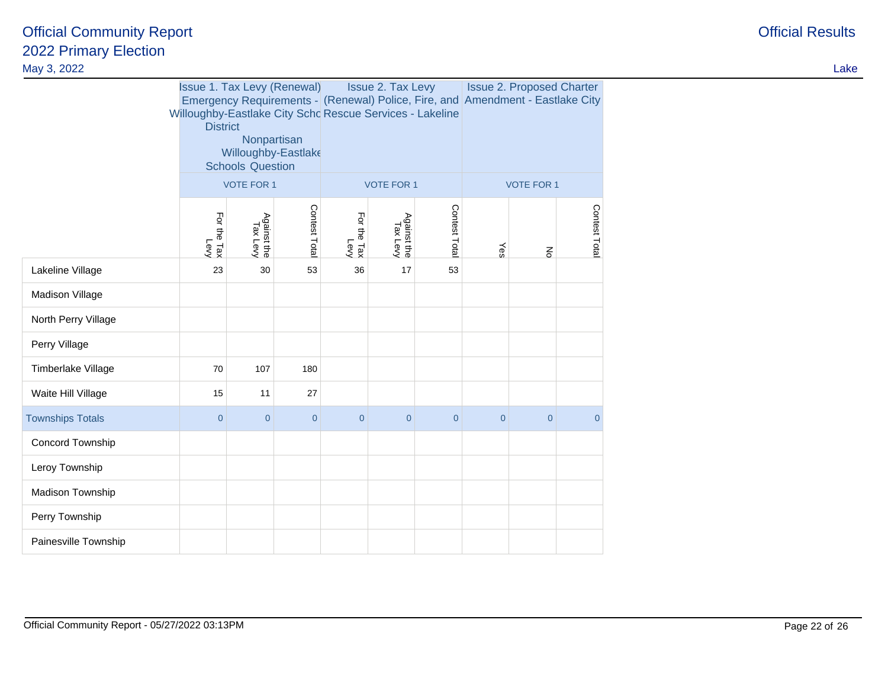# Official Community Report

## 2022 Primary Election

May 3, 2022

Official Results

Lake

| | Issue 1. Tax Levy (Renewal) Emergency Requirements - Willoughby-Eastlake City School District Nonpartisan Willoughby-Eastlake Schools Question | | | Issue 2. Tax Levy (Renewal) Police, Fire, and Rescue Services - Lakeline | | | Issue 2. Proposed Charter Amendment - Eastlake City | | |
|---|---|---|---|---|---|---|---|---|---|
| | VOTE FOR 1 | | | VOTE FOR 1 | | | VOTE FOR 1 | | |
| | For the Tax Levy | Against the Tax Levy | Contest Total | For the Tax Levy | Against the Tax Levy | Contest Total | Yes | No | Contest Total |
| Lakeline Village | 23 | 30 | 53 | 36 | 17 | 53 | | | |
| Madison Village | | | | | | | | | |
| North Perry Village | | | | | | | | | |
| Perry Village | | | | | | | | | |
| Timberlake Village | 70 | 107 | 180 | | | | | | |
| Waite Hill Village | 15 | 11 | 27 | | | | | | |
| Townships Totals | 0 | 0 | 0 | 0 | 0 | 0 | 0 | 0 | 0 |
| Concord Township | | | | | | | | | |
| Leroy Township | | | | | | | | | |
| Madison Township | | | | | | | | | |
| Perry Township | | | | | | | | | |
| Painesville Township | | | | | | | | | |

Official Community Report - 05/27/2022 03:13PM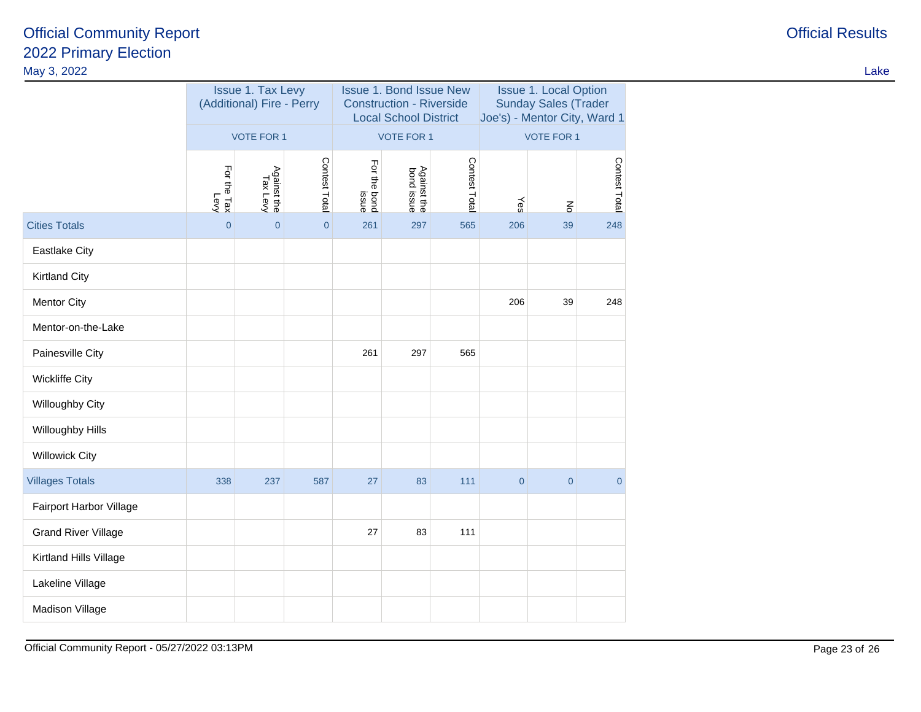# Official Community Report
## 2022 Primary Election
May 3, 2022

Official Results

Lake

| | Issue 1. Tax Levy (Additional) Fire - Perry | | | Issue 1. Bond Issue New Construction - Riverside Local School District | | | Issue 1. Local Option Sunday Sales (Trader Joe's) - Mentor City, Ward 1 | | |
|---|---|---|---|---|---|---|---|---|---|
| | VOTE FOR 1 | | | VOTE FOR 1 | | | VOTE FOR 1 | | |
| | For the Tax Levy | Against the Tax Levy | Contest Total | For the bond issue | Against the bond issue | Contest Total | Yes | No | Contest Total |
| Cities Totals | 0 | 0 | 0 | 261 | 297 | 565 | 206 | 39 | 248 |
| Eastlake City | | | | | | | | | |
| Kirtland City | | | | | | | | | |
| Mentor City | | | | | | | 206 | 39 | 248 |
| Mentor-on-the-Lake | | | | | | | | | |
| Painesville City | | | | 261 | 297 | 565 | | | |
| Wickliffe City | | | | | | | | | |
| Willoughby City | | | | | | | | | |
| Willoughby Hills | | | | | | | | | |
| Willowick City | | | | | | | | | |
| Villages Totals | 338 | 237 | 587 | 27 | 83 | 111 | 0 | 0 | 0 |
| Fairport Harbor Village | | | | | | | | | |
| Grand River Village | | | | 27 | 83 | 111 | | | |
| Kirtland Hills Village | | | | | | | | | |
| Lakeline Village | | | | | | | | | |
| Madison Village | | | | | | | | | |

Official Community Report - 05/27/2022 03:13PM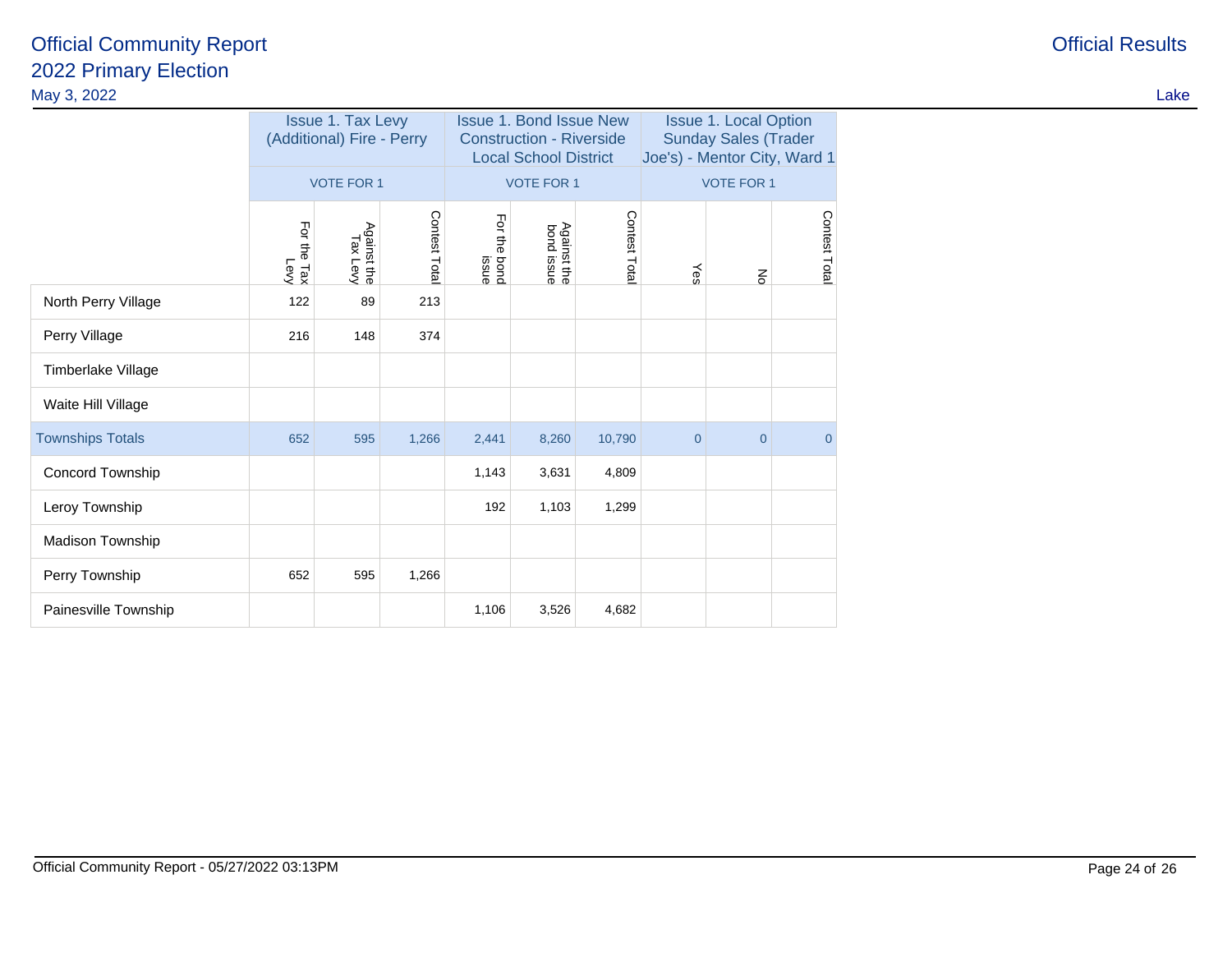# Official Community Report

## 2022 Primary Election

May 3, 2022

Official Results

Lake

| | Issue 1. Tax Levy (Additional) Fire - Perry | | | Issue 1. Bond Issue New Construction - Riverside Local School District | | | Issue 1. Local Option Sunday Sales (Trader Joe's) - Mentor City, Ward 1 | | |
|---|---|---|---|---|---|---|---|---|---|
| | VOTE FOR 1 | | | VOTE FOR 1 | | | VOTE FOR 1 | | |
| | For the Tax Levy | Against the Tax Levy | Contest Total | For the bond issue | Against the bond issue | Contest Total | Yes | No | Contest Total |
| North Perry Village | 122 | 89 | 213 | | | | | | |
| Perry Village | 216 | 148 | 374 | | | | | | |
| Timberlake Village | | | | | | | | | |
| Waite Hill Village | | | | | | | | | |
| Townships Totals | 652 | 595 | 1,266 | 2,441 | 8,260 | 10,790 | 0 | 0 | 0 |
| Concord Township | | | | 1,143 | 3,631 | 4,809 | | | |
| Leroy Township | | | | 192 | 1,103 | 1,299 | | | |
| Madison Township | | | | | | | | | |
| Perry Township | 652 | 595 | 1,266 | | | | | | |
| Painesville Township | | | | 1,106 | 3,526 | 4,682 | | | |

Official Community Report - 05/27/2022 03:13PM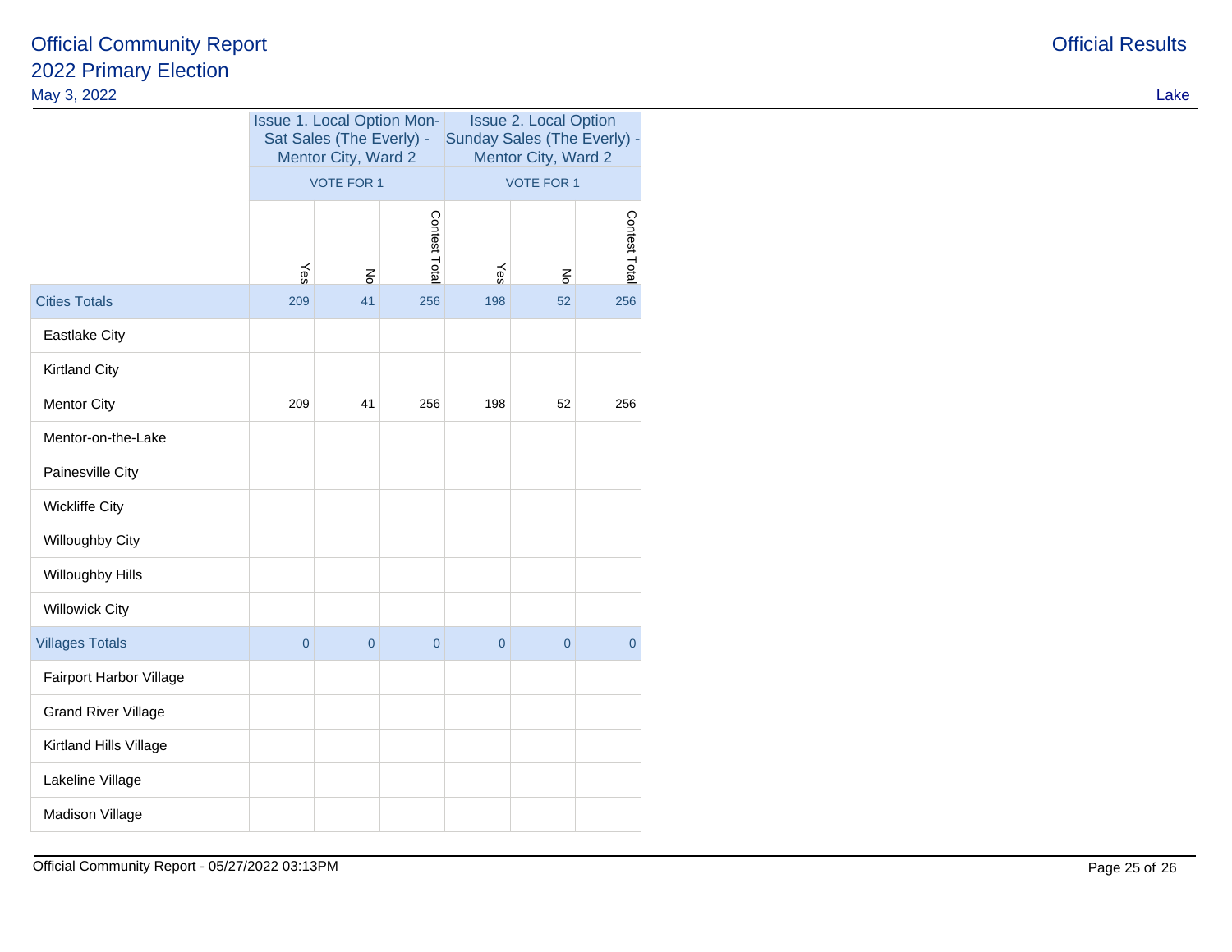# Official Community Report

## 2022 Primary Election

May 3, 2022

Official Results

Lake

| | Issue 1. Local Option Mon-Sat Sales (The Everly) - Mentor City, Ward 2 VOTE FOR 1 | | | Issue 2. Local Option Sunday Sales (The Everly) - Mentor City, Ward 2 VOTE FOR 1 | | |
|---|---|---|---|---|---|---|
| | Yes | No | Contest Total | Yes | No | Contest Total |
| Cities Totals | 209 | 41 | 256 | 198 | 52 | 256 |
| Eastlake City | | | | | | |
| Kirtland City | | | | | | |
| Mentor City | 209 | 41 | 256 | 198 | 52 | 256 |
| Mentor-on-the-Lake | | | | | | |
| Painesville City | | | | | | |
| Wickliffe City | | | | | | |
| Willoughby City | | | | | | |
| Willoughby Hills | | | | | | |
| Willowick City | | | | | | |
| Villages Totals | 0 | 0 | 0 | 0 | 0 | 0 |
| Fairport Harbor Village | | | | | | |
| Grand River Village | | | | | | |
| Kirtland Hills Village | | | | | | |
| Lakeline Village | | | | | | |
| Madison Village | | | | | | |

Official Community Report - 05/27/2022 03:13PM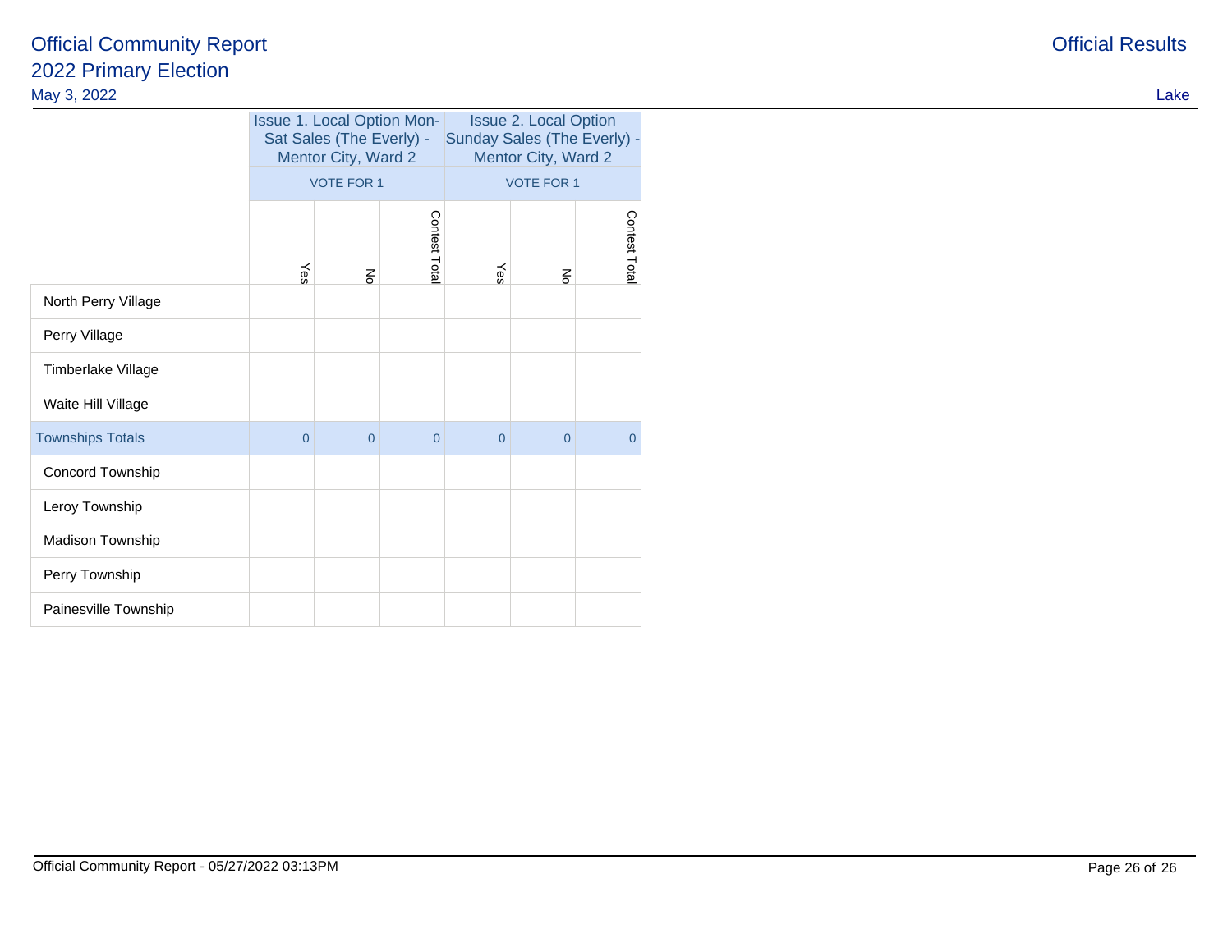# Official Community Report
## 2022 Primary Election
May 3, 2022

Official Results

Lake

| | Issue 1. Local Option Mon-Sat Sales (The Everly) - Mentor City, Ward 2 VOTE FOR 1 | | | Issue 2. Local Option Sunday Sales (The Everly) - Mentor City, Ward 2 VOTE FOR 1 | | |
|---|---|---|---|---|---|---|
| | Yes | No | Contest Total | Yes | No | Contest Total |
| North Perry Village | | | | | | |
| Perry Village | | | | | | |
| Timberlake Village | | | | | | |
| Waite Hill Village | | | | | | |
| Townships Totals | 0 | 0 | 0 | 0 | 0 | 0 |
| Concord Township | | | | | | |
| Leroy Township | | | | | | |
| Madison Township | | | | | | |
| Perry Township | | | | | | |
| Painesville Township | | | | | | |

Official Community Report - 05/27/2022 03:13PM